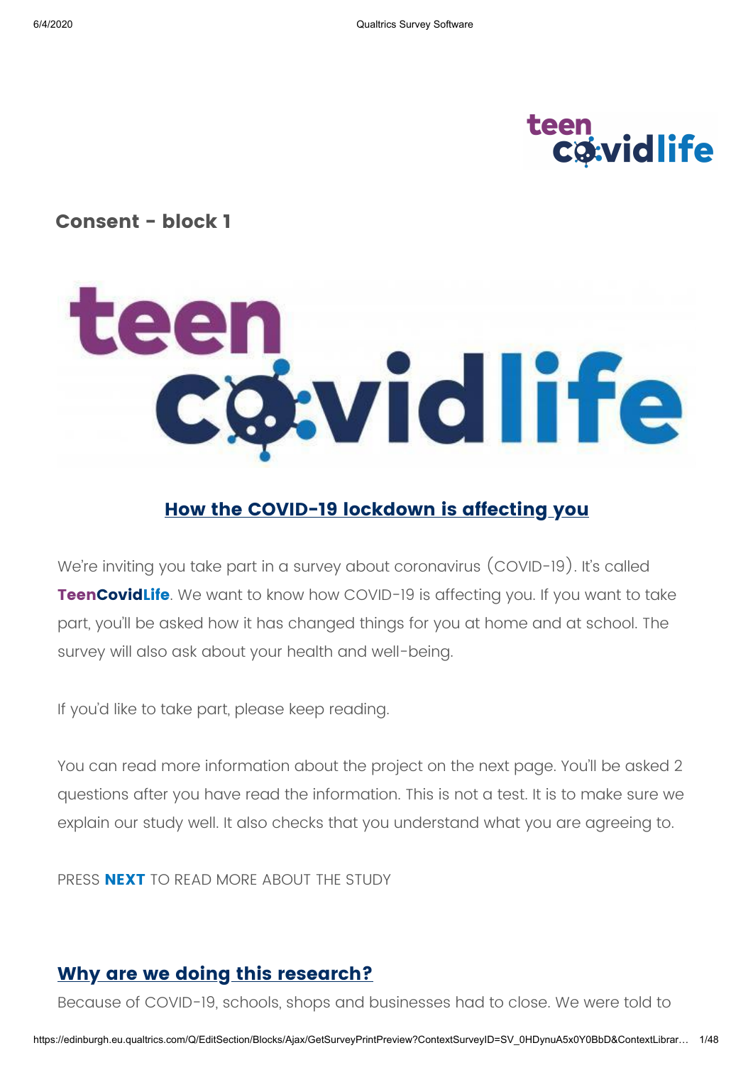## Consent - block 1

### How the COVID-19 lockdown is affecting you

We're inviting you take part in a survey about coronavirus (COVID-19). It's called **TeenCovidLife**. We want to know how COVID-19 is affecting you. If you want to take part, you'll be asked how it has changed things for you at home and at school. The survey will also ask about your health and well-being.

If you'd like to take part, please keep reading.

You can read more information about the project on the next page. You'll be asked 2 questions after you have read the information. This is not a test. It is to make sure we explain our study well. It also checks that you understand what you are agreeing to.

PRESS **NEXT** TO READ MORE ABOUT THE STUDY

### Why are we doing this research?

Because of COVID-19, schools, shops and businesses had to close. We were told to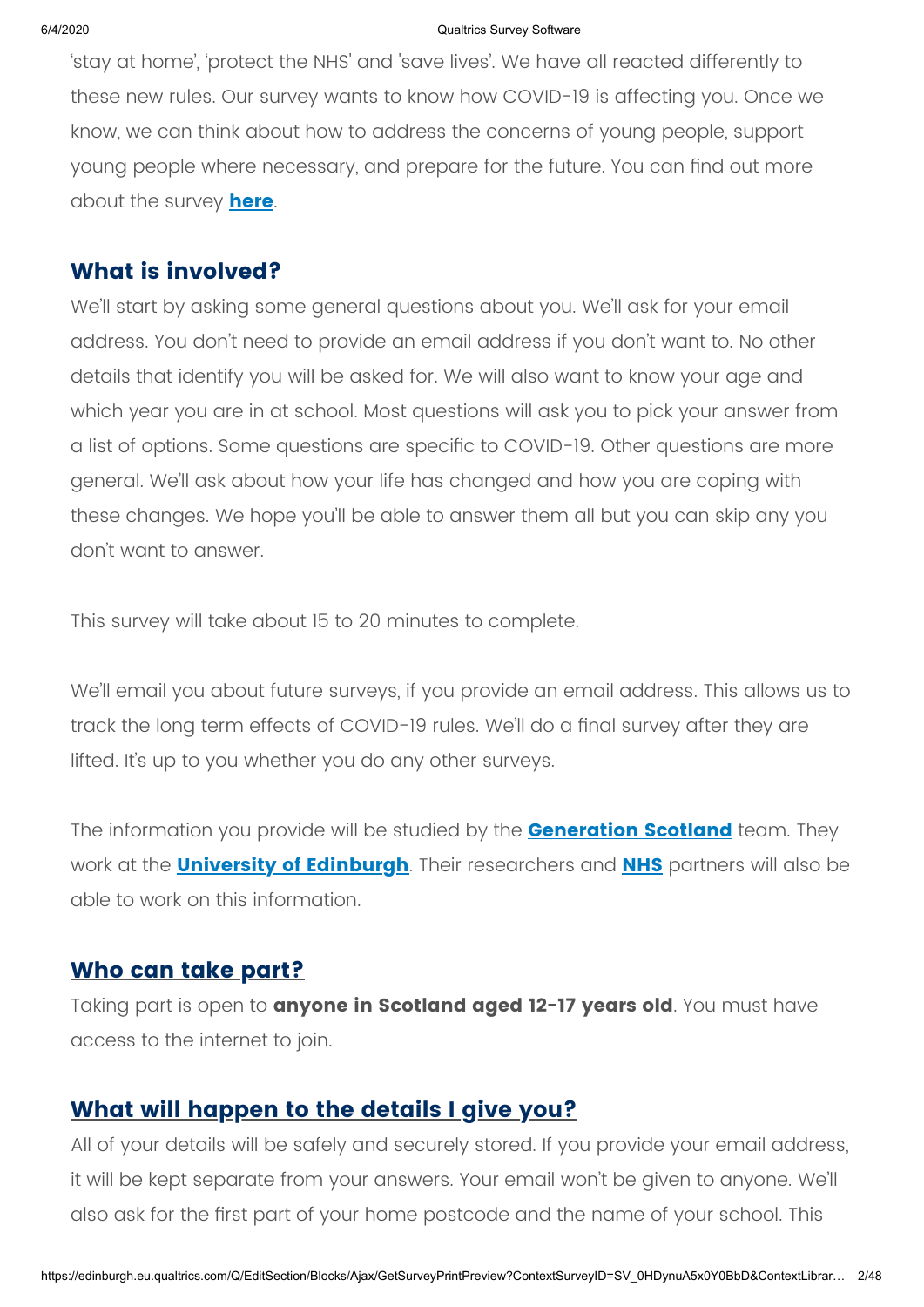'stay at home', 'protect the NHS' and 'save lives'. We have all reacted differently to these new rules. Our survey wants to know how COVID-19 is affecting you. Once we know, we can think about how to address the concerns of young people, support young people where necessary, and prepare for the future. You can find out more about the survey **here**.

## What is involved?

We'll start by asking some general questions about you. We'll ask for your email address. You don't need to provide an email address if you don't want to. No other details that identify you will be asked for. We will also want to know your age and which year you are in at school. Most questions will ask you to pick your answer from a list of options. Some questions are specific to COVID-19. Other questions are more general. We'll ask about how your life has changed and how you are coping with these changes. We hope you'll be able to answer them all but you can skip any you don't want to answer.

This survey will take about 15 to 20 minutes to complete.

We'll email you about future surveys, if you provide an email address. This allows us to track the long term effects of COVID-19 rules. We'll do a final survey after they are lifted. It's up to you whether you do any other surveys.

The information you provide will be studied by the **Generation Scotland** team. They work at the **University of Edinburgh**. Their researchers and **NHS** partners will also be able to work on this information.

## Who can take part?

Taking part is open to **anyone in Scotland aged 12-17 years old**. You must have access to the internet to join.

## What will happen to the details I give you?

All of your details will be safely and securely stored. If you provide your email address, it will be kept separate from your answers. Your email won't be given to anyone. We'll also ask for the first part of your home postcode and the name of your school. This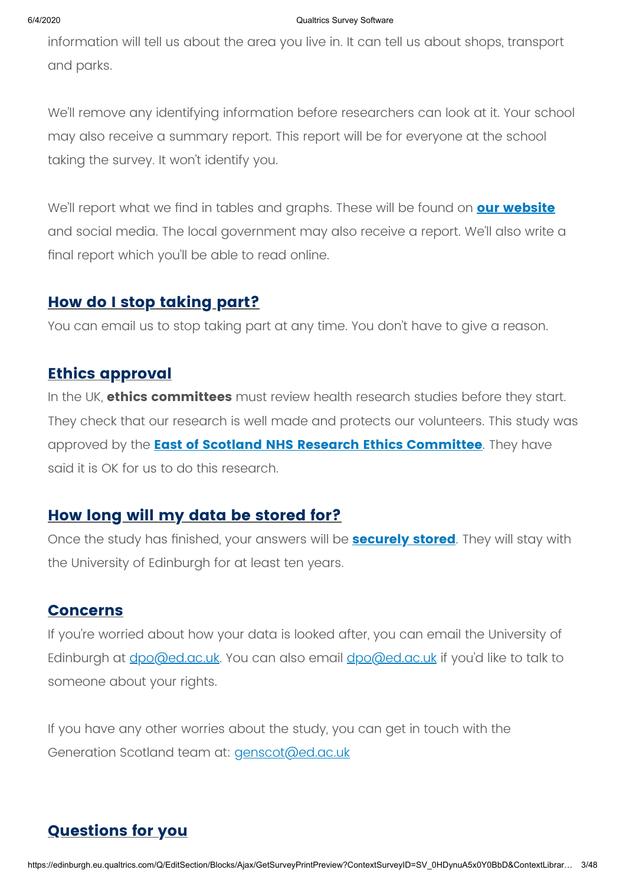information will tell us about the area you live in. It can tell us about shops, transport and parks.

We'll remove any identifying information before researchers can look at it. Your school may also receive a summary report. This report will be for everyone at the school taking the survey. It won't identify you.

We'll report what we find in tables and graphs. These will be found on **our website** and social media. The local government may also receive a report. We'll also write a final report which you'll be able to read online.

## How do I stop taking part?

You can email us to stop taking part at any time. You don't have to give a reason.

## Ethics approval

In the UK, **ethics committees** must review health research studies before they start. They check that our research is well made and protects our volunteers. This study was approved by the **East of Scotland NHS Research Ethics Committee**. They have said it is OK for us to do this research.

## How long will my data be stored for?

Once the study has finished, your answers will be **securely stored**. They will stay with the University of Edinburgh for at least ten years.

## Concerns

If you're worried about how your data is looked after, you can email the University of Edinburgh at dpo@ed.ac.uk. You can also email dpo@ed.ac.uk if you'd like to talk to someone about your rights.

If you have any other worries about the study, you can get in touch with the Generation Scotland team at: genscot@ed.ac.uk

## Questions for you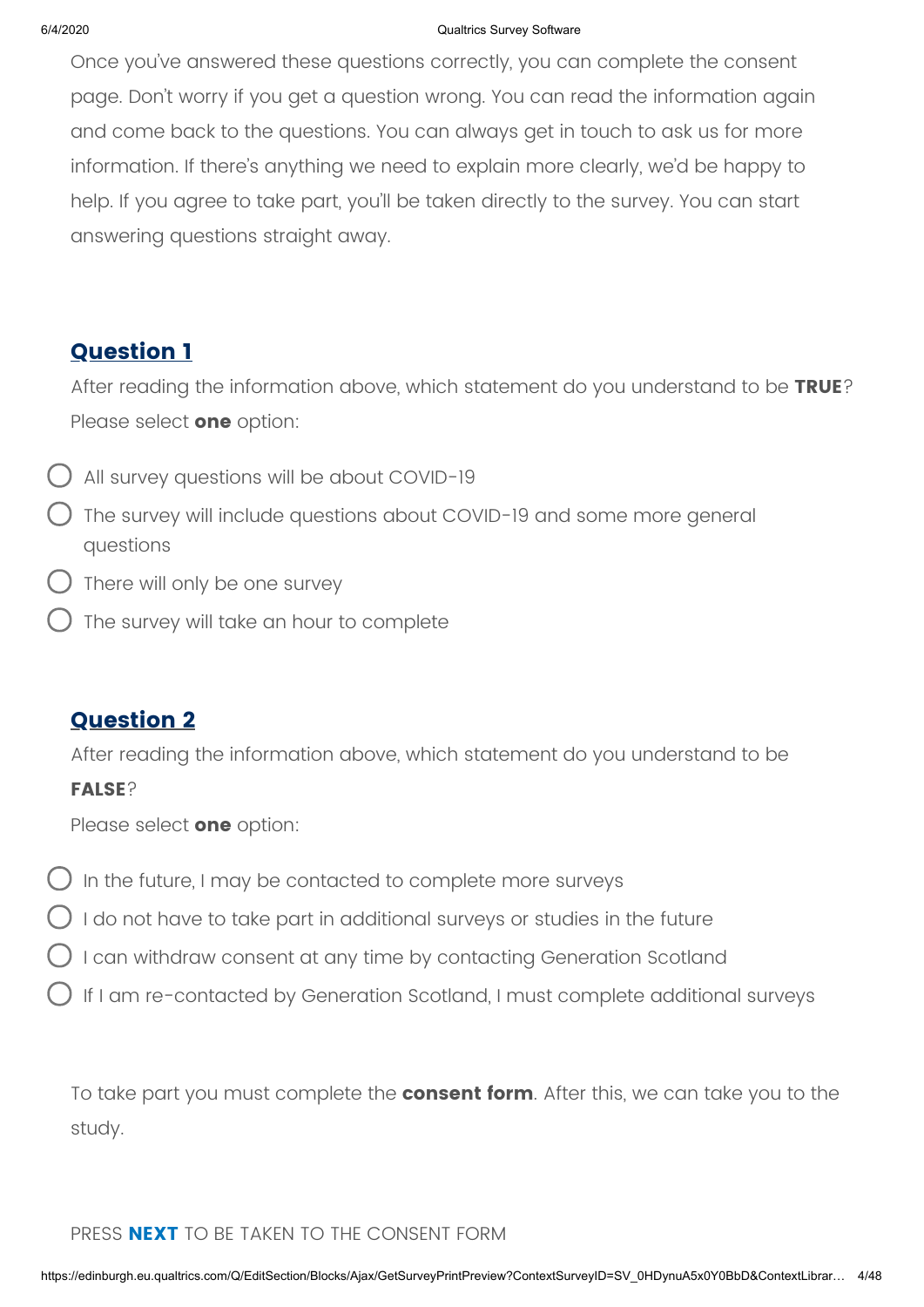Once you've answered these questions correctly, you can complete the consent page. Don't worry if you get a question wrong. You can read the information again and come back to the questions. You can always get in touch to ask us for more information. If there's anything we need to explain more clearly, we'd be happy to help. If you agree to take part, you'll be taken directly to the survey. You can start answering questions straight away.

## Question 1

After reading the information above, which statement do you understand to be **TRUE**? Please select **one** option:

- All survey questions will be about COVID-19
- The survey will include questions about COVID-19 and some more general questions
- There will only be one survey
- The survey will take an hour to complete

## Question 2

After reading the information above, which statement do you understand to be **FALSE**?

Please select **one** option:

- In the future, I may be contacted to complete more surveys
- I do not have to take part in additional surveys or studies in the future
- I can withdraw consent at any time by contacting Generation Scotland
- If I am re-contacted by Generation Scotland, I must complete additional surveys

To take part you must complete the **consent form**. After this, we can take you to the study.

PRESS **NEXT** TO BE TAKEN TO THE CONSENT FORM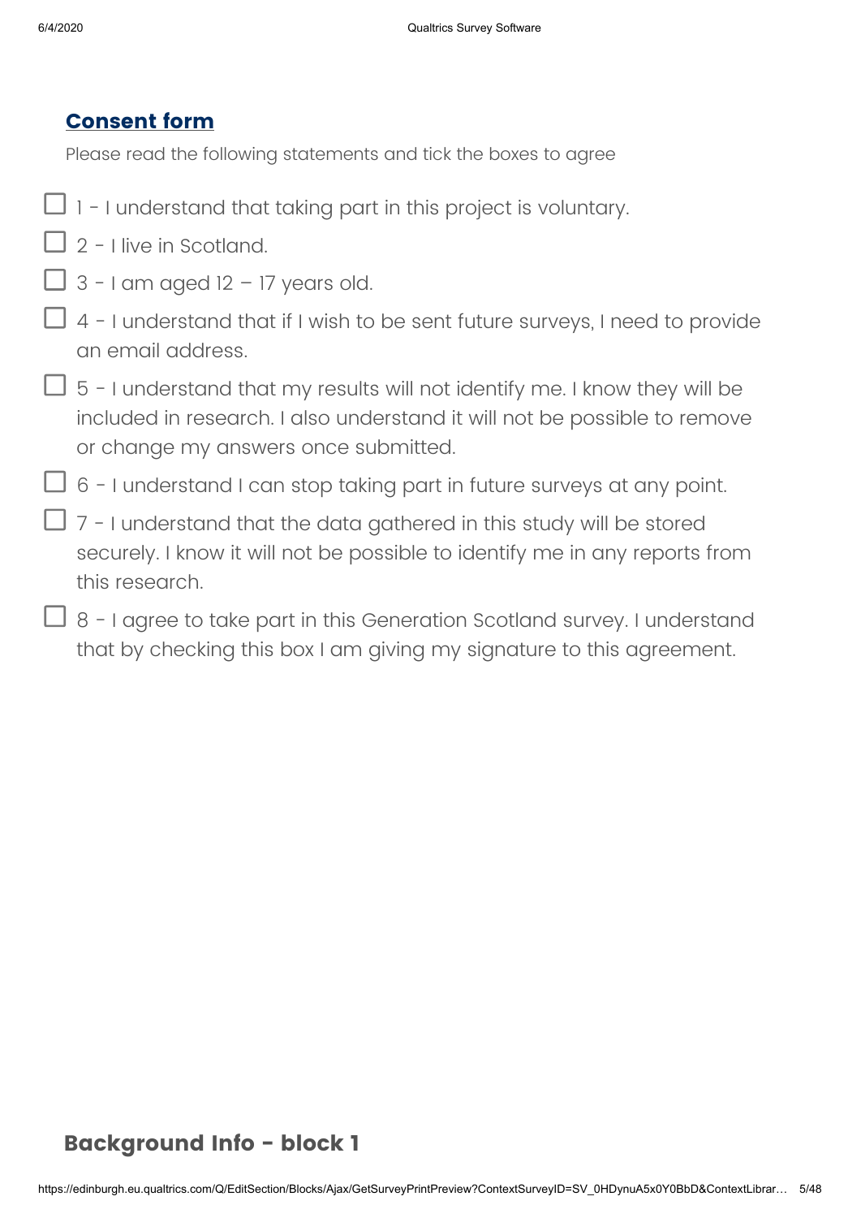## Consent form

Please read the following statements and tick the boxes to agree

- ☐ 1 - I understand that taking part in this project is voluntary.
- ☐ 2 - I live in Scotland.
- ☐ 3 - I am aged 12 – 17 years old.
- ☐ 4 - I understand that if I wish to be sent future surveys, I need to provide an email address.
- ☐ 5 - I understand that my results will not identify me. I know they will be included in research. I also understand it will not be possible to remove or change my answers once submitted.
- ☐ 6 - I understand I can stop taking part in future surveys at any point.
- ☐ 7 - I understand that the data gathered in this study will be stored securely. I know it will not be possible to identify me in any reports from this research.
- ☐ 8 - I agree to take part in this Generation Scotland survey. I understand that by checking this box I am giving my signature to this agreement.

## Background Info - block 1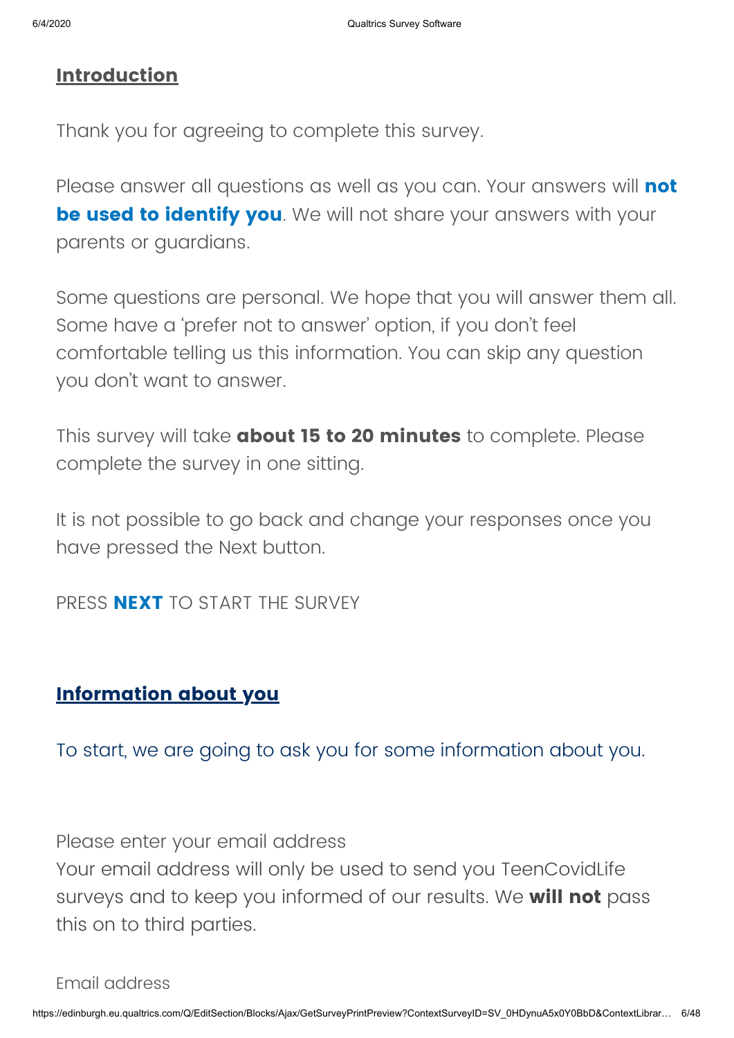## Introduction

Thank you for agreeing to complete this survey.

Please answer all questions as well as you can. Your answers will **not be used to identify you**. We will not share your answers with your parents or guardians.

Some questions are personal. We hope that you will answer them all. Some have a 'prefer not to answer' option, if you don't feel comfortable telling us this information. You can skip any question you don't want to answer.

This survey will take **about 15 to 20 minutes** to complete. Please complete the survey in one sitting.

It is not possible to go back and change your responses once you have pressed the Next button.

PRESS **NEXT** TO START THE SURVEY

## Information about you

To start, we are going to ask you for some information about you.

Please enter your email address
Your email address will only be used to send you TeenCovidLife surveys and to keep you informed of our results. We **will not** pass this on to third parties.

Email address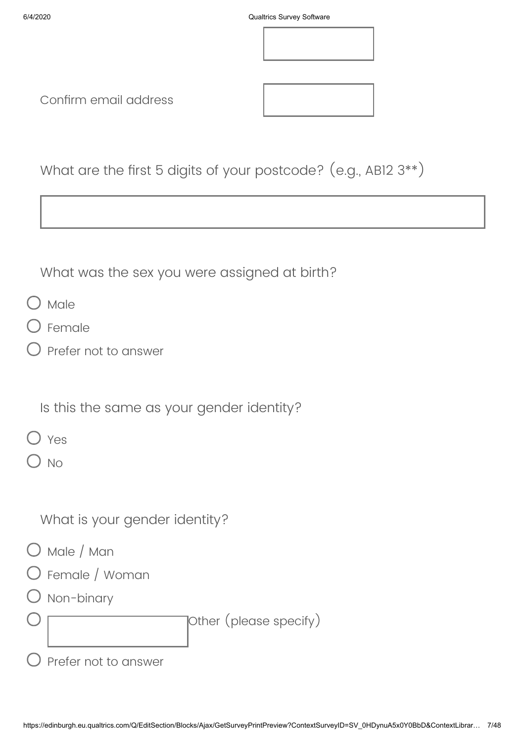Confirm email address

What are the first 5 digits of your postcode? (e.g., AB12 3**)

What was the sex you were assigned at birth?

- Male
- Female
- Prefer not to answer

Is this the same as your gender identity?

- Yes
- No

What is your gender identity?

- Male / Man
- Female / Woman
- Non-binary
- Other (please specify)
- Prefer not to answer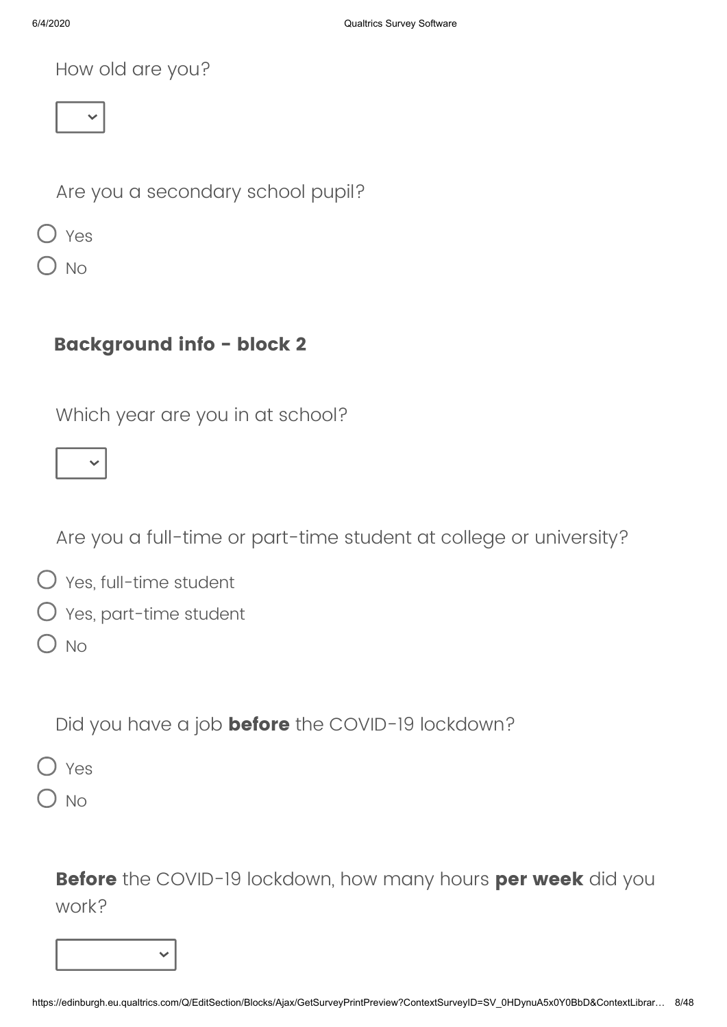How old are you?

Are you a secondary school pupil?

- Yes
- No

## Background info - block 2

Which year are you in at school?

Are you a full-time or part-time student at college or university?

- Yes, full-time student
- Yes, part-time student
- No

Did you have a job **before** the COVID-19 lockdown?

- Yes
- No

**Before** the COVID-19 lockdown, how many hours **per week** did you work?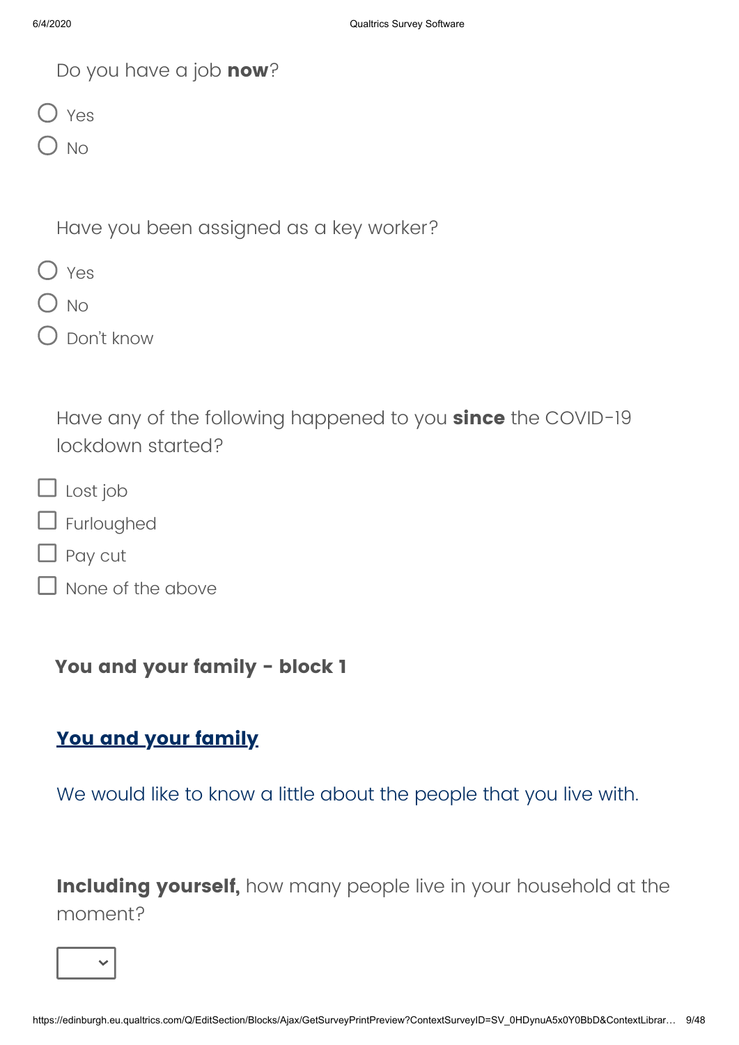Do you have a job **now**?

- ○ Yes
- ○ No

Have you been assigned as a key worker?

- ○ Yes
- ○ No
- ○ Don't know

Have any of the following happened to you **since** the COVID-19 lockdown started?

- ☐ Lost job
- ☐ Furloughed
- ☐ Pay cut
- ☐ None of the above

### You and your family - block 1

## You and your family

We would like to know a little about the people that you live with.

**Including yourself,** how many people live in your household at the moment?

[ ▾ ]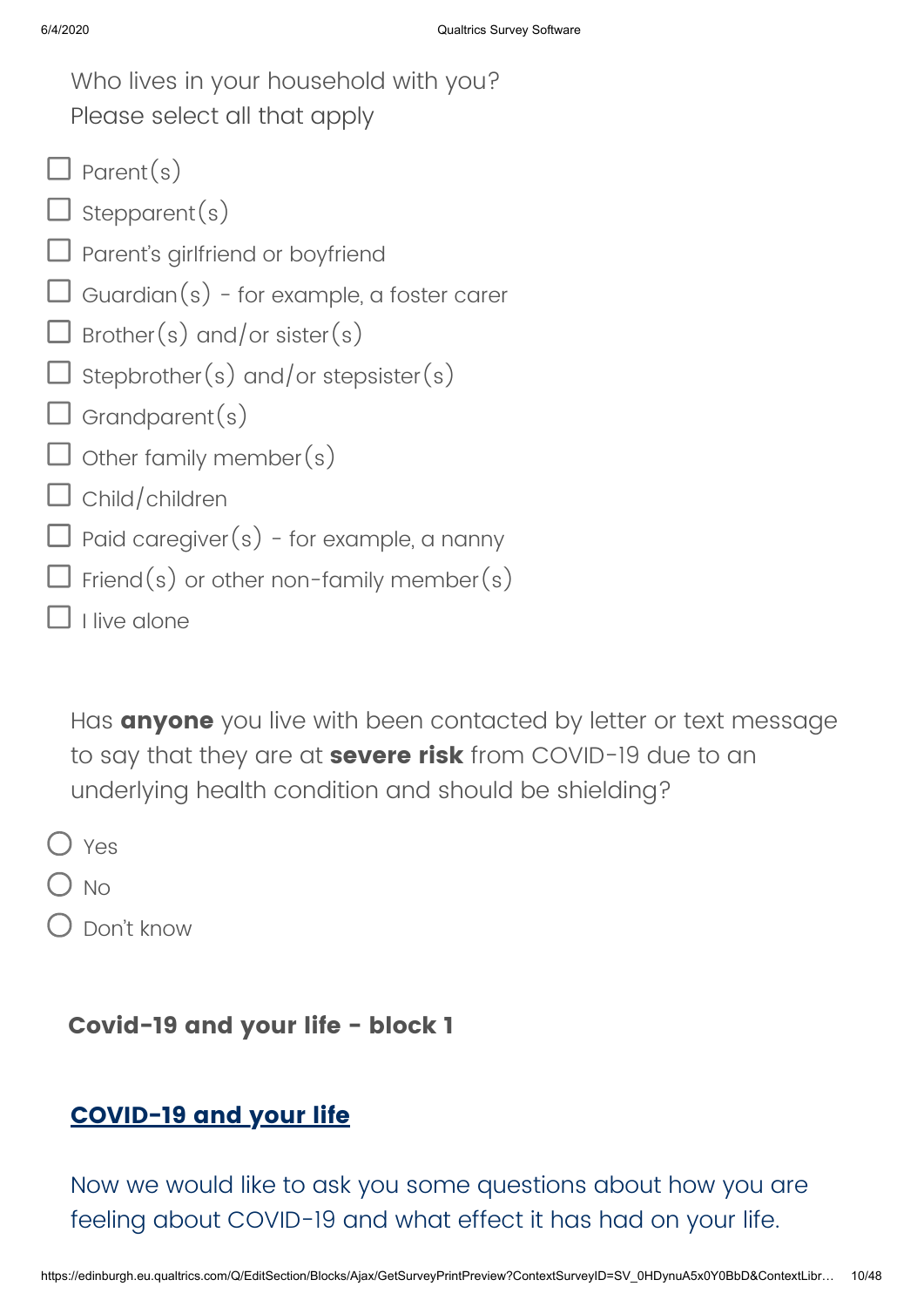Who lives in your household with you?
Please select all that apply

- ☐ Parent(s)
- ☐ Stepparent(s)
- ☐ Parent's girlfriend or boyfriend
- ☐ Guardian(s) - for example, a foster carer
- ☐ Brother(s) and/or sister(s)
- ☐ Stepbrother(s) and/or stepsister(s)
- ☐ Grandparent(s)
- ☐ Other family member(s)
- ☐ Child/children
- ☐ Paid caregiver(s) - for example, a nanny
- ☐ Friend(s) or other non-family member(s)
- ☐ I live alone

Has **anyone** you live with been contacted by letter or text message to say that they are at **severe risk** from COVID-19 due to an underlying health condition and should be shielding?

- ○ Yes
- ○ No
- ○ Don't know

### Covid-19 and your life - block 1

## COVID-19 and your life

Now we would like to ask you some questions about how you are feeling about COVID-19 and what effect it has had on your life.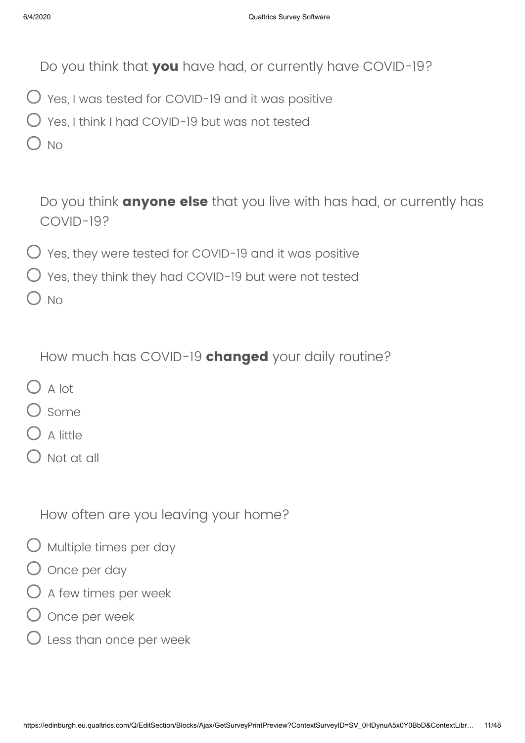Do you think that **you** have had, or currently have COVID-19?

- ○ Yes, I was tested for COVID-19 and it was positive
- ○ Yes, I think I had COVID-19 but was not tested
- ○ No

Do you think **anyone else** that you live with has had, or currently has COVID-19?

- ○ Yes, they were tested for COVID-19 and it was positive
- ○ Yes, they think they had COVID-19 but were not tested
- ○ No

How much has COVID-19 **changed** your daily routine?

- ○ A lot
- ○ Some
- ○ A little
- ○ Not at all

How often are you leaving your home?

- ○ Multiple times per day
- ○ Once per day
- ○ A few times per week
- ○ Once per week
- ○ Less than once per week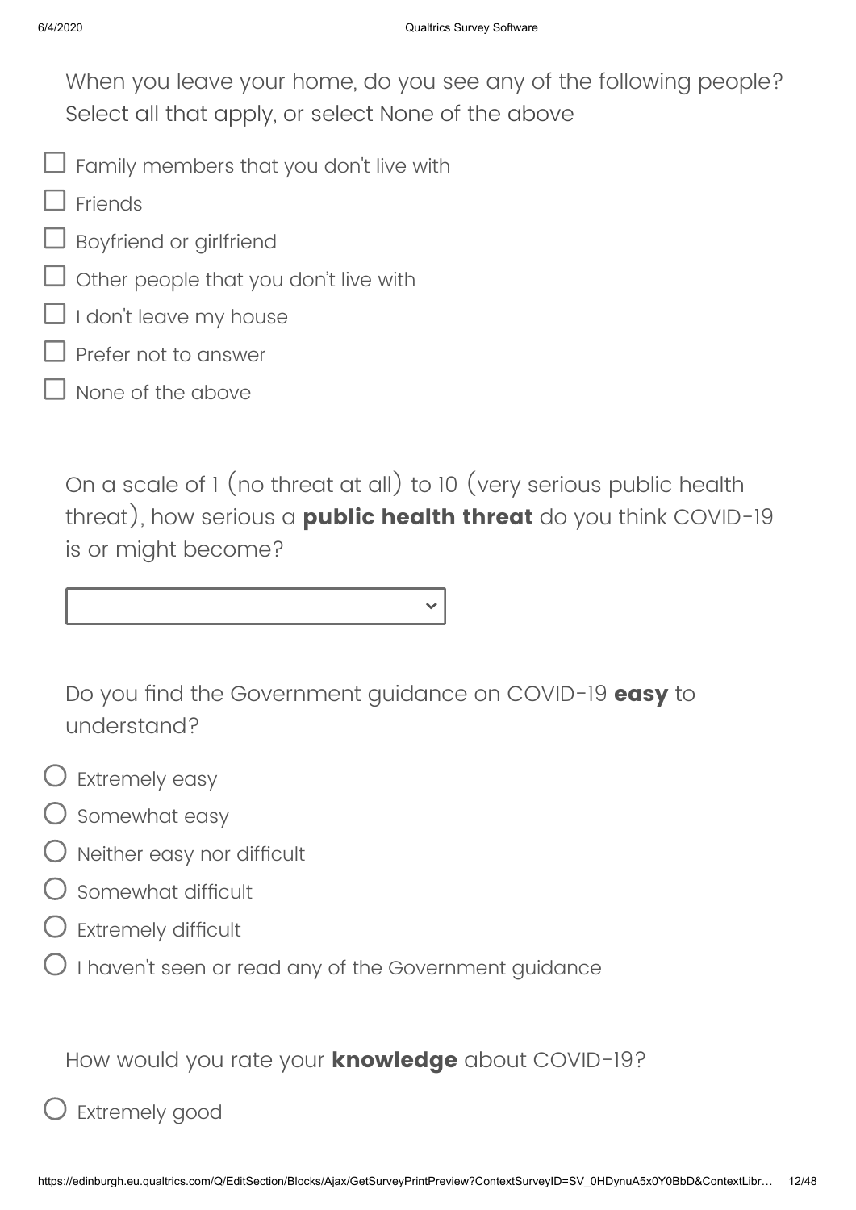When you leave your home, do you see any of the following people? Select all that apply, or select None of the above

- ☐ Family members that you don't live with
- ☐ Friends
- ☐ Boyfriend or girlfriend
- ☐ Other people that you don't live with
- ☐ I don't leave my house
- ☐ Prefer not to answer
- ☐ None of the above

On a scale of 1 (no threat at all) to 10 (very serious public health threat), how serious a **public health threat** do you think COVID-19 is or might become?

[Dropdown]

Do you find the Government guidance on COVID-19 **easy** to understand?

- ○ Extremely easy
- ○ Somewhat easy
- ○ Neither easy nor difficult
- ○ Somewhat difficult
- ○ Extremely difficult
- ○ I haven't seen or read any of the Government guidance

How would you rate your **knowledge** about COVID-19?

- ○ Extremely good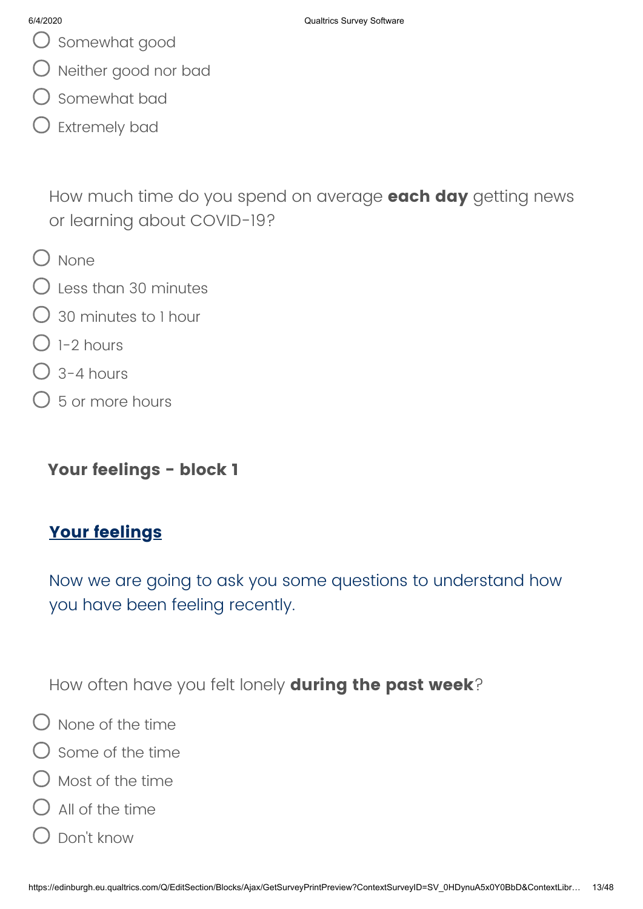- Somewhat good
- Neither good nor bad
- Somewhat bad
- Extremely bad

How much time do you spend on average **each day** getting news or learning about COVID-19?

- None
- Less than 30 minutes
- 30 minutes to 1 hour
- 1-2 hours
- 3-4 hours
- 5 or more hours

## Your feelings - block 1

### Your feelings

Now we are going to ask you some questions to understand how you have been feeling recently.

How often have you felt lonely **during the past week**?

- None of the time
- Some of the time
- Most of the time
- All of the time
- Don't know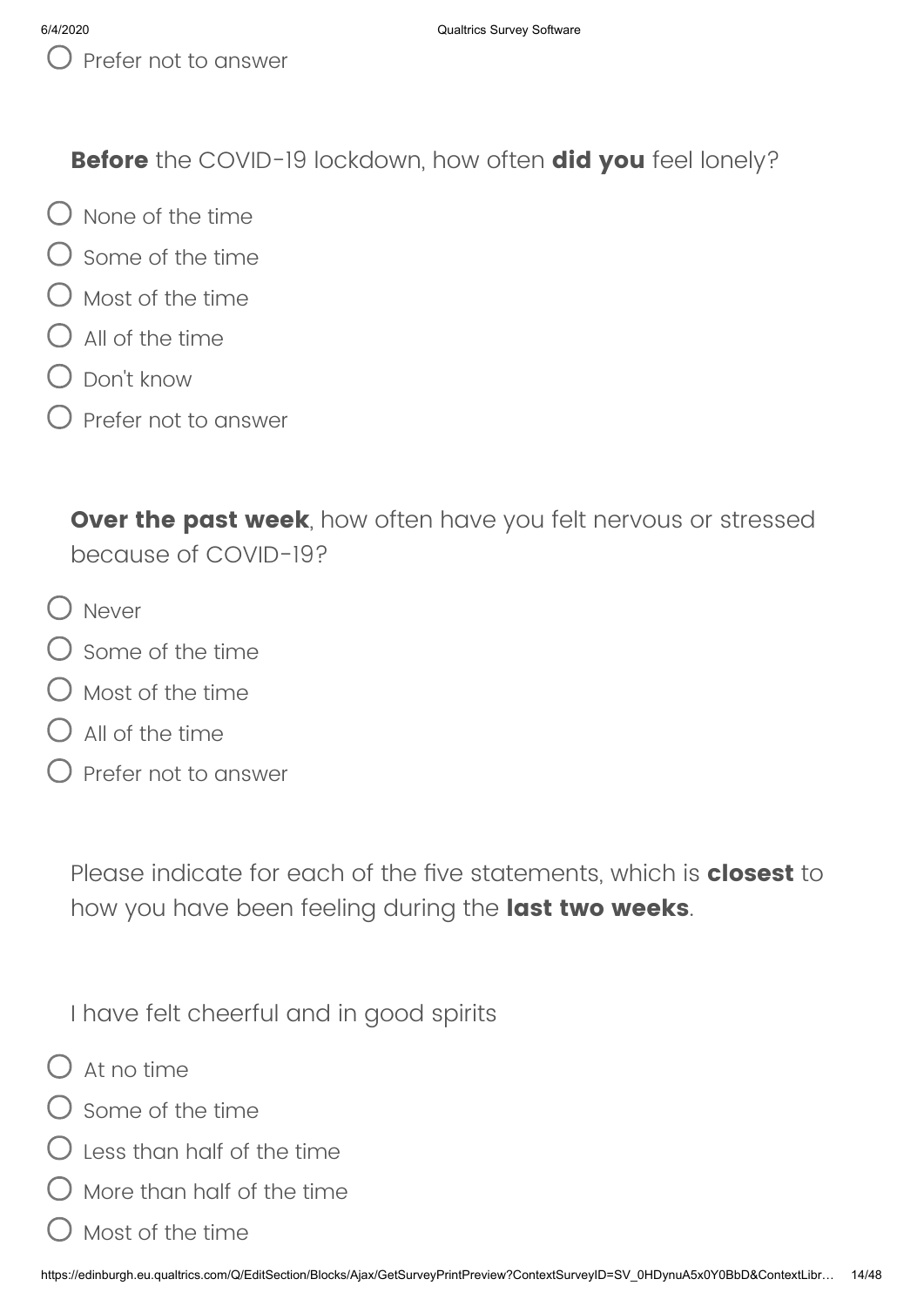- Prefer not to answer

**Before** the COVID-19 lockdown, how often **did you** feel lonely?

- None of the time
- Some of the time
- Most of the time
- All of the time
- Don't know
- Prefer not to answer

**Over the past week**, how often have you felt nervous or stressed because of COVID-19?

- Never
- Some of the time
- Most of the time
- All of the time
- Prefer not to answer

Please indicate for each of the five statements, which is **closest** to how you have been feeling during the **last two weeks**.

I have felt cheerful and in good spirits

- At no time
- Some of the time
- Less than half of the time
- More than half of the time
- Most of the time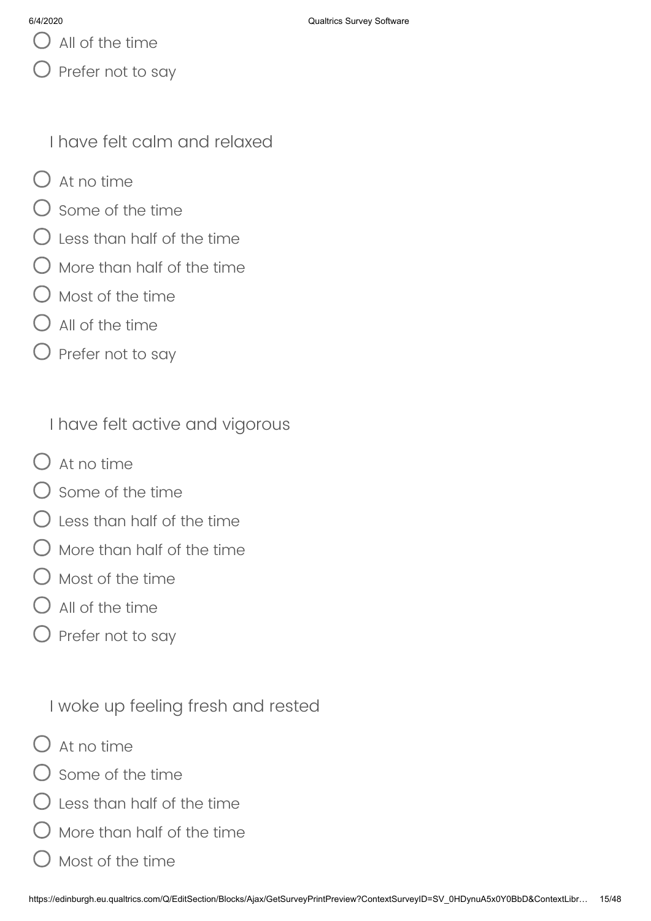- All of the time
- Prefer not to say

I have felt calm and relaxed

- At no time
- Some of the time
- Less than half of the time
- More than half of the time
- Most of the time
- All of the time
- Prefer not to say

I have felt active and vigorous

- At no time
- Some of the time
- Less than half of the time
- More than half of the time
- Most of the time
- All of the time
- Prefer not to say

I woke up feeling fresh and rested

- At no time
- Some of the time
- Less than half of the time
- More than half of the time
- Most of the time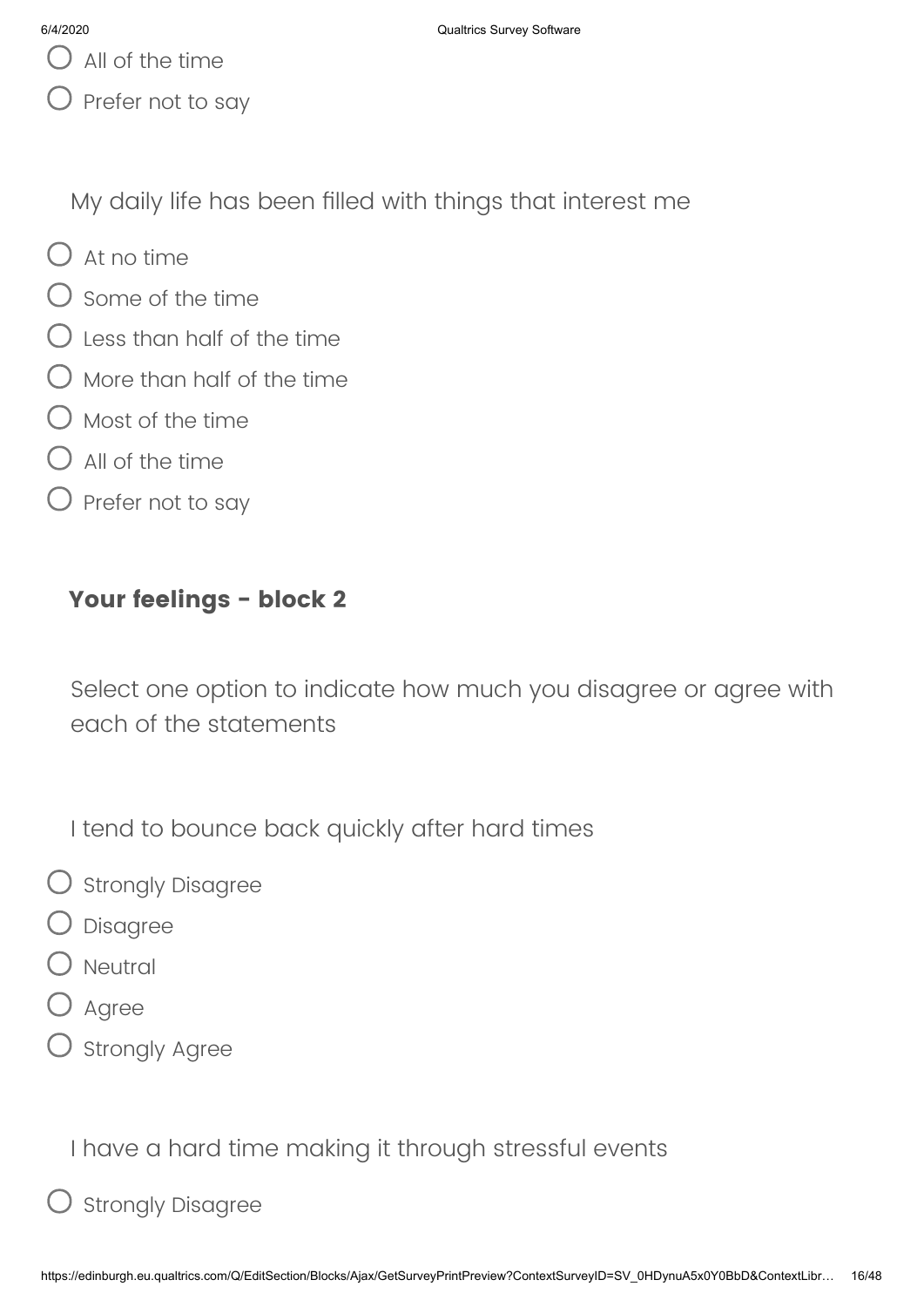- All of the time
- Prefer not to say

My daily life has been filled with things that interest me

- At no time
- Some of the time
- Less than half of the time
- More than half of the time
- Most of the time
- All of the time
- Prefer not to say

## Your feelings - block 2

Select one option to indicate how much you disagree or agree with each of the statements

I tend to bounce back quickly after hard times

- Strongly Disagree
- Disagree
- Neutral
- Agree
- Strongly Agree

I have a hard time making it through stressful events

- Strongly Disagree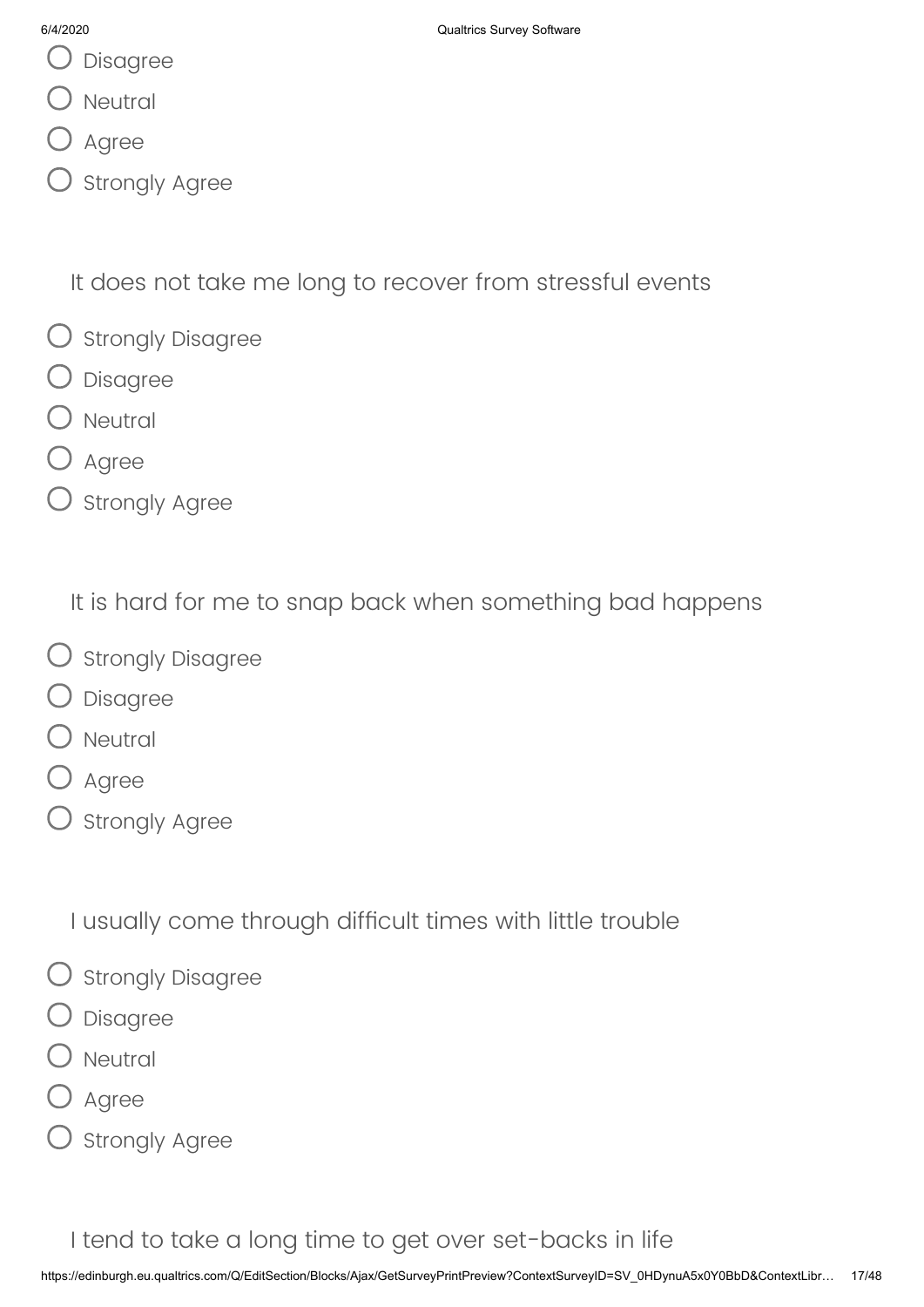- Disagree
- Neutral
- Agree
- Strongly Agree

It does not take me long to recover from stressful events

- Strongly Disagree
- Disagree
- Neutral
- Agree
- Strongly Agree

It is hard for me to snap back when something bad happens

- Strongly Disagree
- Disagree
- Neutral
- Agree
- Strongly Agree

I usually come through difficult times with little trouble

- Strongly Disagree
- Disagree
- Neutral
- Agree
- Strongly Agree

I tend to take a long time to get over set-backs in life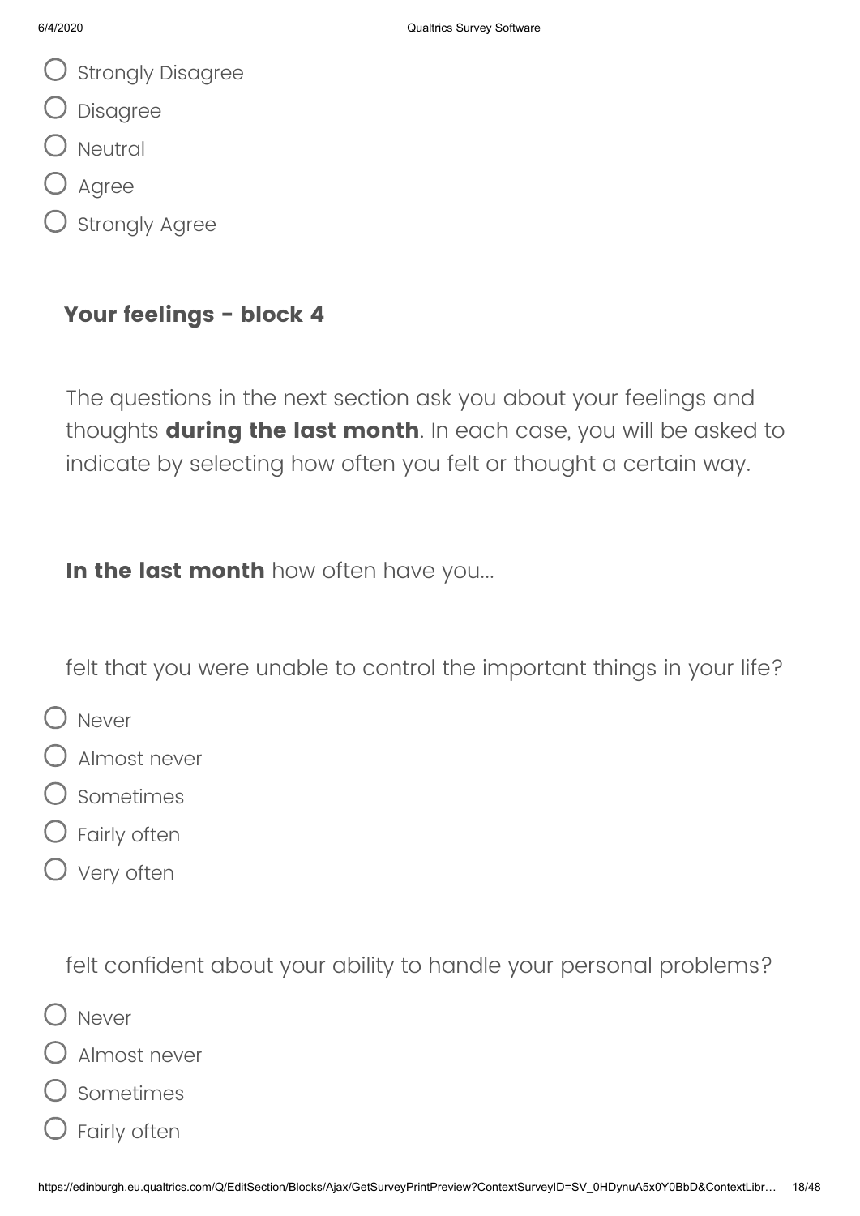- Strongly Disagree
- Disagree
- Neutral
- Agree
- Strongly Agree

## Your feelings - block 4

The questions in the next section ask you about your feelings and thoughts **during the last month**. In each case, you will be asked to indicate by selecting how often you felt or thought a certain way.

**In the last month** how often have you...

felt that you were unable to control the important things in your life?

- Never
- Almost never
- Sometimes
- Fairly often
- Very often

felt confident about your ability to handle your personal problems?

- Never
- Almost never
- Sometimes
- Fairly often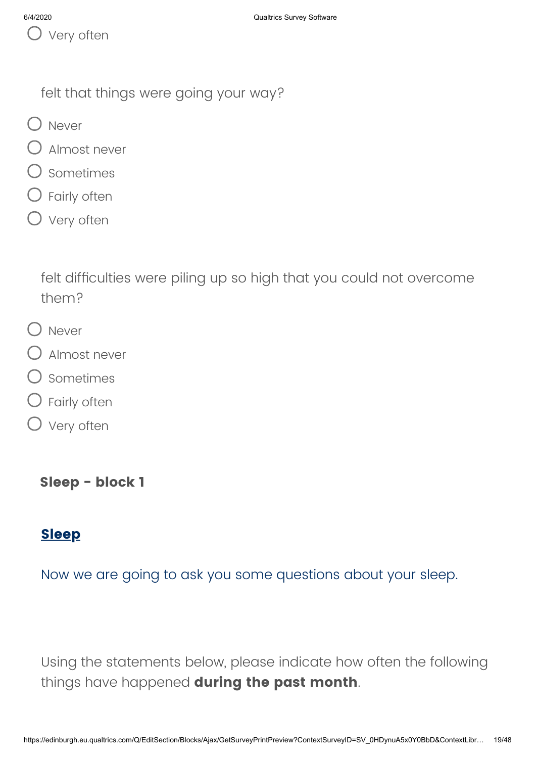- Very often

felt that things were going your way?

- Never
- Almost never
- Sometimes
- Fairly often
- Very often

felt difficulties were piling up so high that you could not overcome them?

- Never
- Almost never
- Sometimes
- Fairly often
- Very often

**Sleep - block 1**

## Sleep

Now we are going to ask you some questions about your sleep.

Using the statements below, please indicate how often the following things have happened **during the past month**.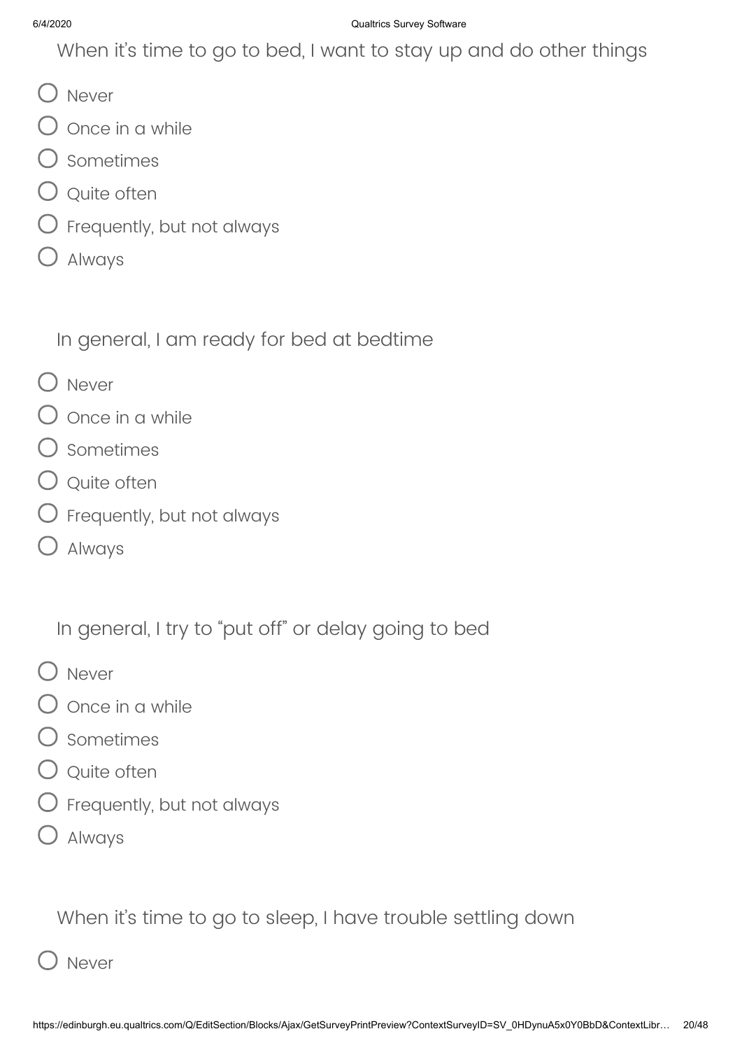When it's time to go to bed, I want to stay up and do other things

- Never
- Once in a while
- Sometimes
- Quite often
- Frequently, but not always
- Always

In general, I am ready for bed at bedtime

- Never
- Once in a while
- Sometimes
- Quite often
- Frequently, but not always
- Always

In general, I try to "put off" or delay going to bed

- Never
- Once in a while
- Sometimes
- Quite often
- Frequently, but not always
- Always

When it's time to go to sleep, I have trouble settling down

- Never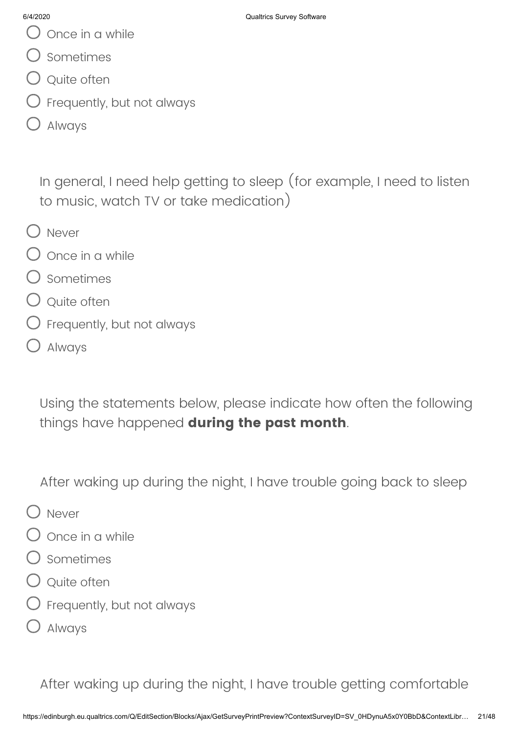- Once in a while
- Sometimes
- Quite often
- Frequently, but not always
- Always

In general, I need help getting to sleep (for example, I need to listen to music, watch TV or take medication)

- Never
- Once in a while
- Sometimes
- Quite often
- Frequently, but not always
- Always

Using the statements below, please indicate how often the following things have happened **during the past month**.

After waking up during the night, I have trouble going back to sleep

- Never
- Once in a while
- Sometimes
- Quite often
- Frequently, but not always
- Always

After waking up during the night, I have trouble getting comfortable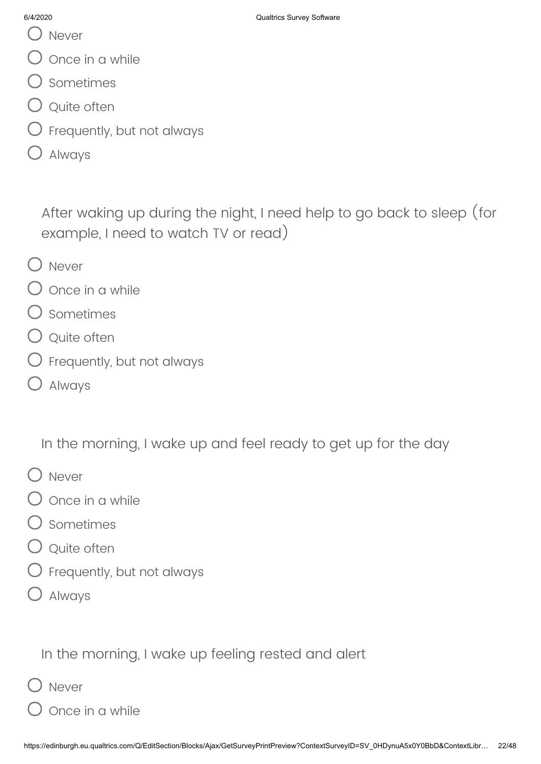- Never
- Once in a while
- Sometimes
- Quite often
- Frequently, but not always
- Always

After waking up during the night, I need help to go back to sleep (for example, I need to watch TV or read)

- Never
- Once in a while
- Sometimes
- Quite often
- Frequently, but not always
- Always

In the morning, I wake up and feel ready to get up for the day

- Never
- Once in a while
- Sometimes
- Quite often
- Frequently, but not always
- Always

In the morning, I wake up feeling rested and alert

- Never
- Once in a while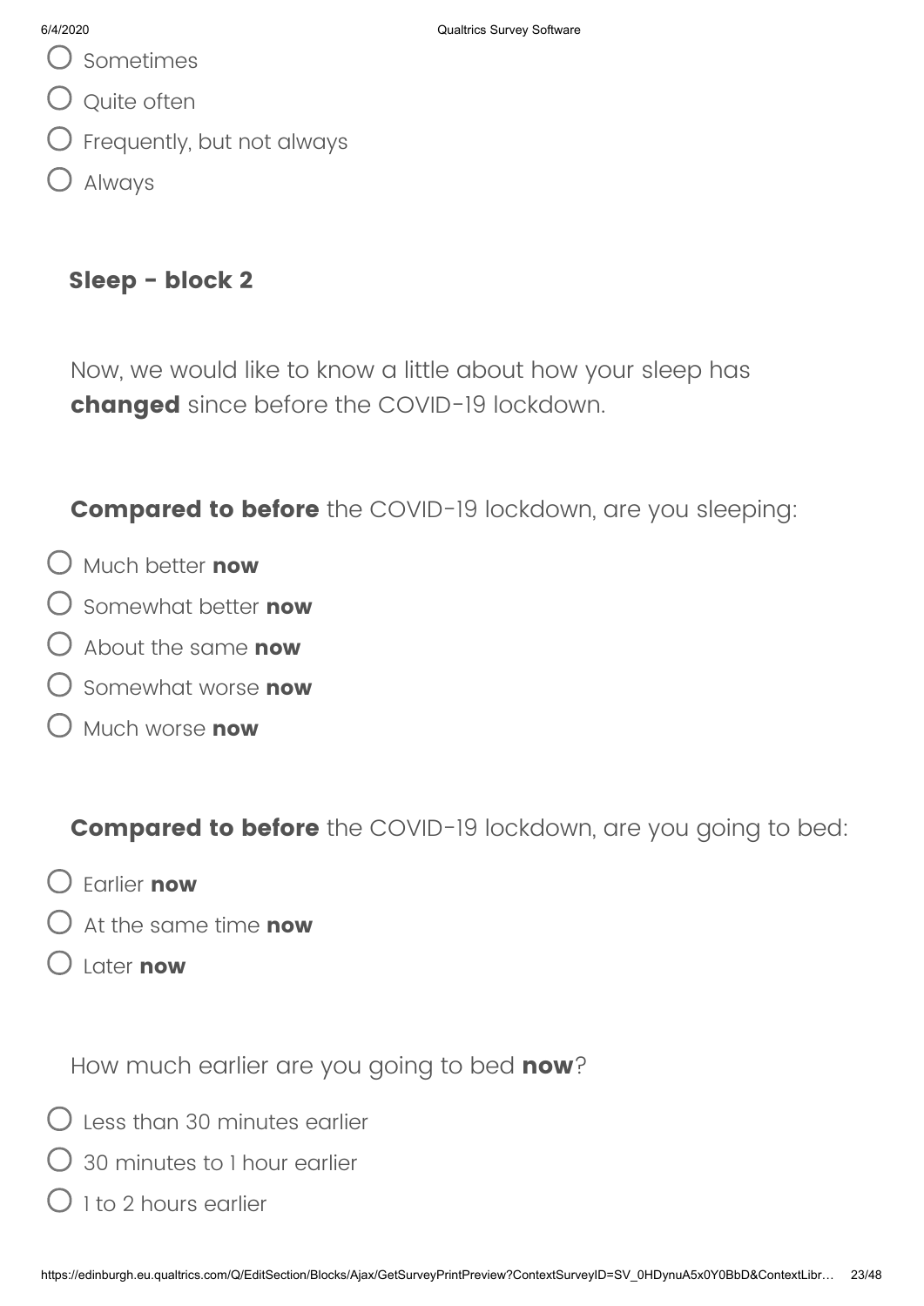- Sometimes
- Quite often
- Frequently, but not always
- Always

## Sleep - block 2

Now, we would like to know a little about how your sleep has **changed** since before the COVID-19 lockdown.

**Compared to before** the COVID-19 lockdown, are you sleeping:

- Much better **now**
- Somewhat better **now**
- About the same **now**
- Somewhat worse **now**
- Much worse **now**

**Compared to before** the COVID-19 lockdown, are you going to bed:

- Earlier **now**
- At the same time **now**
- Later **now**

How much earlier are you going to bed **now**?

- Less than 30 minutes earlier
- 30 minutes to 1 hour earlier
- 1 to 2 hours earlier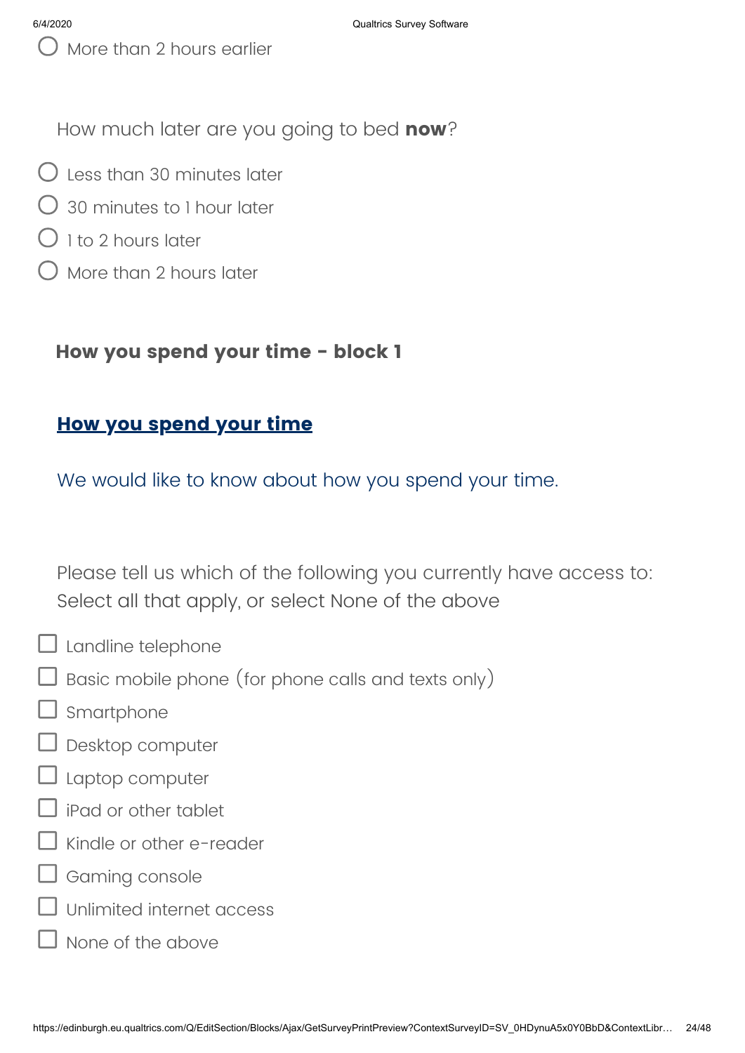- ○ More than 2 hours earlier

How much later are you going to bed **now**?

- ○ Less than 30 minutes later
- ○ 30 minutes to 1 hour later
- ○ 1 to 2 hours later
- ○ More than 2 hours later

### How you spend your time - block 1

## How you spend your time

We would like to know about how you spend your time.

Please tell us which of the following you currently have access to:
Select all that apply, or select None of the above

- ☐ Landline telephone
- ☐ Basic mobile phone (for phone calls and texts only)
- ☐ Smartphone
- ☐ Desktop computer
- ☐ Laptop computer
- ☐ iPad or other tablet
- ☐ Kindle or other e-reader
- ☐ Gaming console
- ☐ Unlimited internet access
- ☐ None of the above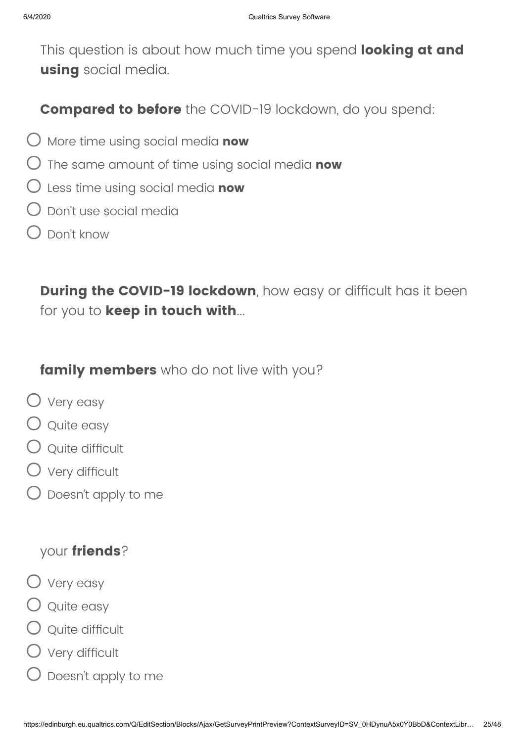This question is about how much time you spend **looking at and using** social media.

**Compared to before** the COVID-19 lockdown, do you spend:

- More time using social media **now**
- The same amount of time using social media **now**
- Less time using social media **now**
- Don't use social media
- Don't know

**During the COVID-19 lockdown**, how easy or difficult has it been for you to **keep in touch with**...

**family members** who do not live with you?

- Very easy
- Quite easy
- Quite difficult
- Very difficult
- Doesn't apply to me

your **friends**?

- Very easy
- Quite easy
- Quite difficult
- Very difficult
- Doesn't apply to me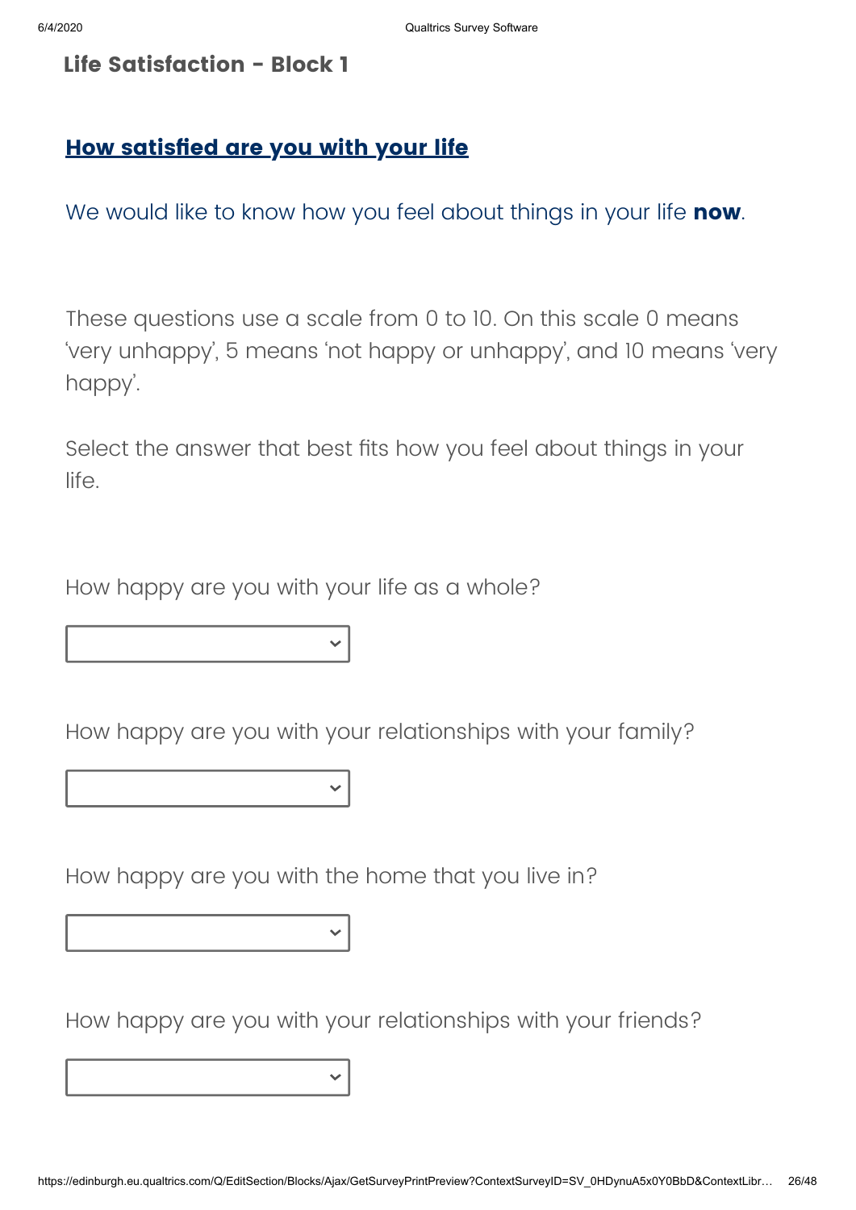## Life Satisfaction - Block 1

### **How satisfied are you with your life**

We would like to know how you feel about things in your life **now**.

These questions use a scale from 0 to 10. On this scale 0 means 'very unhappy', 5 means 'not happy or unhappy', and 10 means 'very happy'.

Select the answer that best fits how you feel about things in your life.

How happy are you with your life as a whole?

How happy are you with your relationships with your family?

How happy are you with the home that you live in?

How happy are you with your relationships with your friends?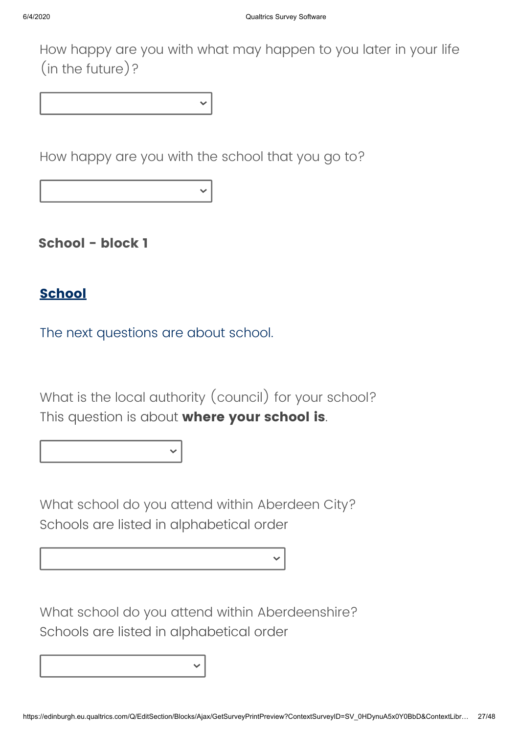How happy are you with what may happen to you later in your life (in the future)?

How happy are you with the school that you go to?

### School - block 1

## School

The next questions are about school.

What is the local authority (council) for your school?
This question is about **where your school is**.

What school do you attend within Aberdeen City?
Schools are listed in alphabetical order

What school do you attend within Aberdeenshire?
Schools are listed in alphabetical order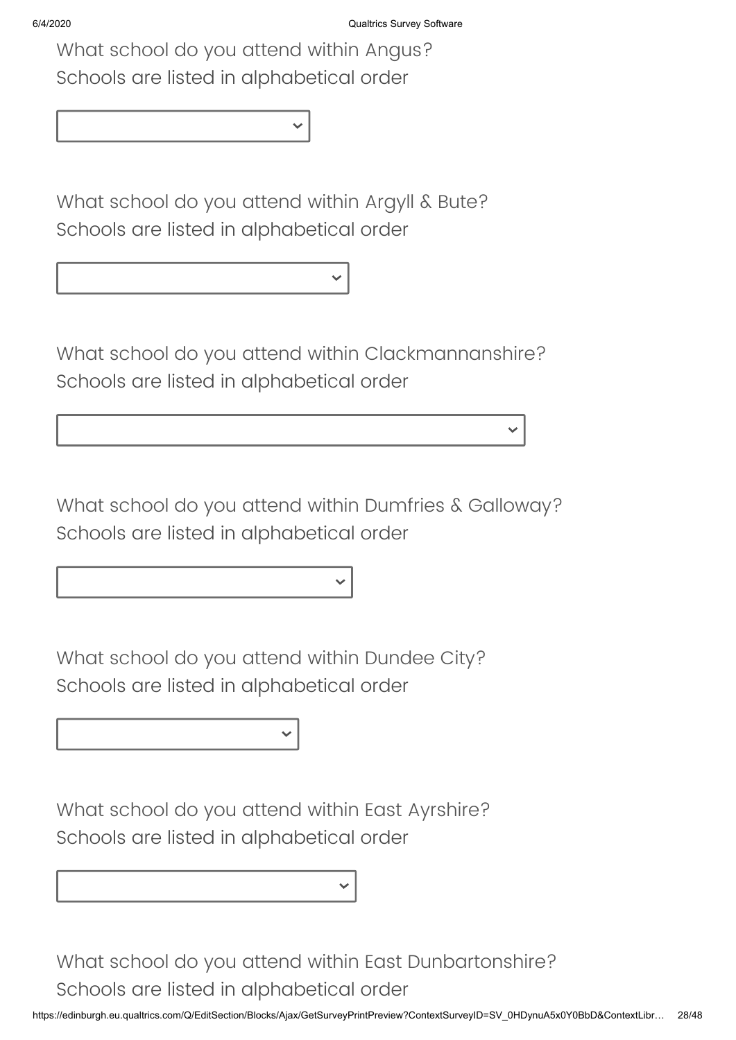What school do you attend within Angus?
Schools are listed in alphabetical order

What school do you attend within Argyll & Bute?
Schools are listed in alphabetical order

What school do you attend within Clackmannanshire?
Schools are listed in alphabetical order

What school do you attend within Dumfries & Galloway?
Schools are listed in alphabetical order

What school do you attend within Dundee City?
Schools are listed in alphabetical order

What school do you attend within East Ayrshire?
Schools are listed in alphabetical order

What school do you attend within East Dunbartonshire?
Schools are listed in alphabetical order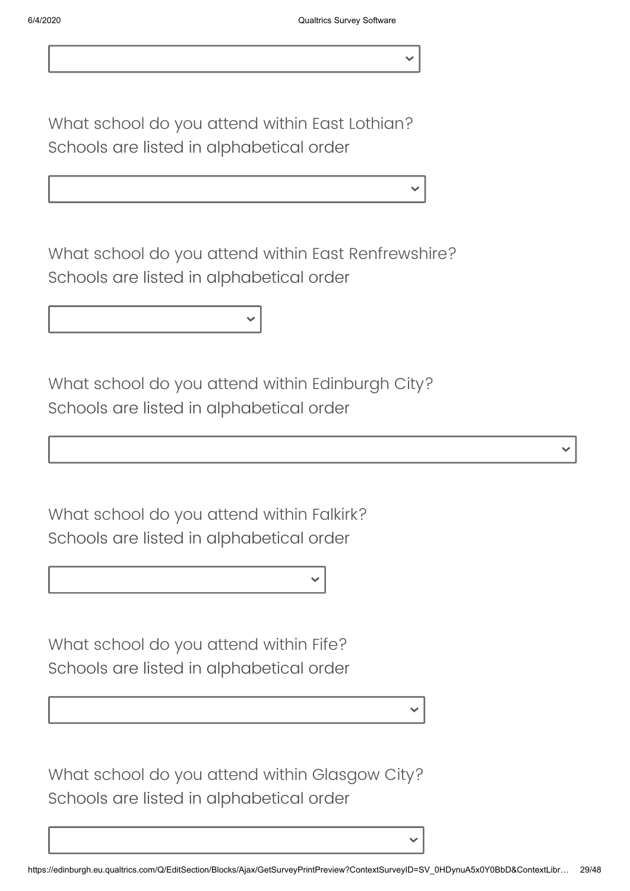What school do you attend within East Lothian?
Schools are listed in alphabetical order

What school do you attend within East Renfrewshire?
Schools are listed in alphabetical order

What school do you attend within Edinburgh City?
Schools are listed in alphabetical order

What school do you attend within Falkirk?
Schools are listed in alphabetical order

What school do you attend within Fife?
Schools are listed in alphabetical order

What school do you attend within Glasgow City?
Schools are listed in alphabetical order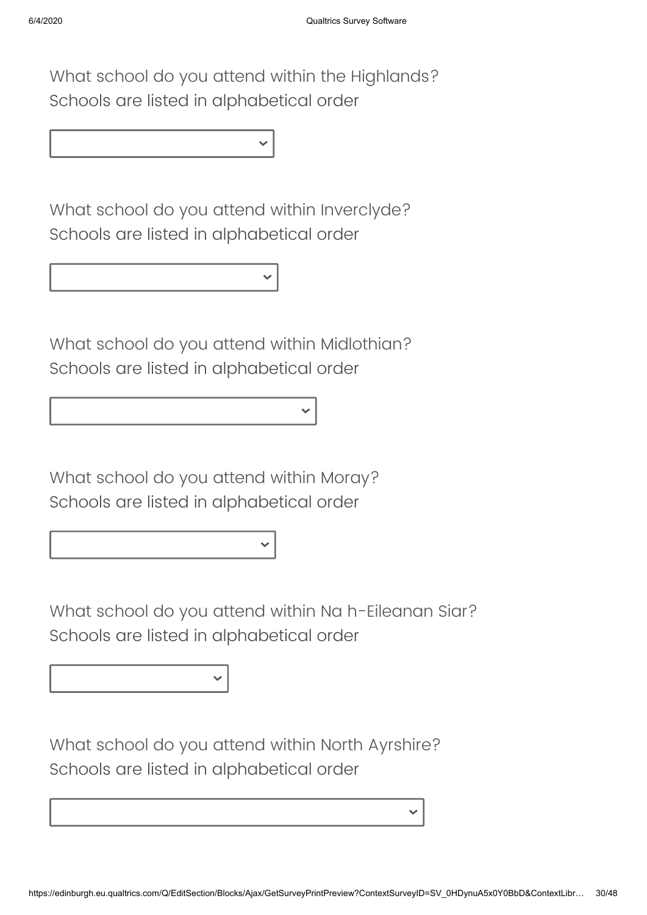What school do you attend within the Highlands?
Schools are listed in alphabetical order

What school do you attend within Inverclyde?
Schools are listed in alphabetical order

What school do you attend within Midlothian?
Schools are listed in alphabetical order

What school do you attend within Moray?
Schools are listed in alphabetical order

What school do you attend within Na h-Eileanan Siar?
Schools are listed in alphabetical order

What school do you attend within North Ayrshire?
Schools are listed in alphabetical order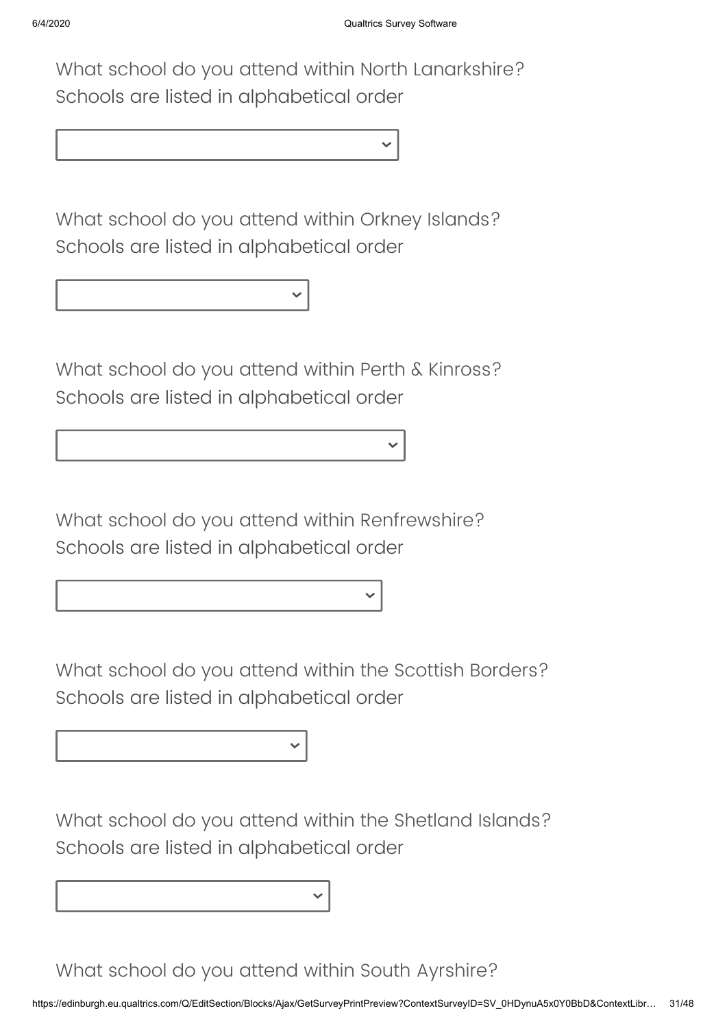What school do you attend within North Lanarkshire?
Schools are listed in alphabetical order

What school do you attend within Orkney Islands?
Schools are listed in alphabetical order

What school do you attend within Perth & Kinross?
Schools are listed in alphabetical order

What school do you attend within Renfrewshire?
Schools are listed in alphabetical order

What school do you attend within the Scottish Borders?
Schools are listed in alphabetical order

What school do you attend within the Shetland Islands?
Schools are listed in alphabetical order

What school do you attend within South Ayrshire?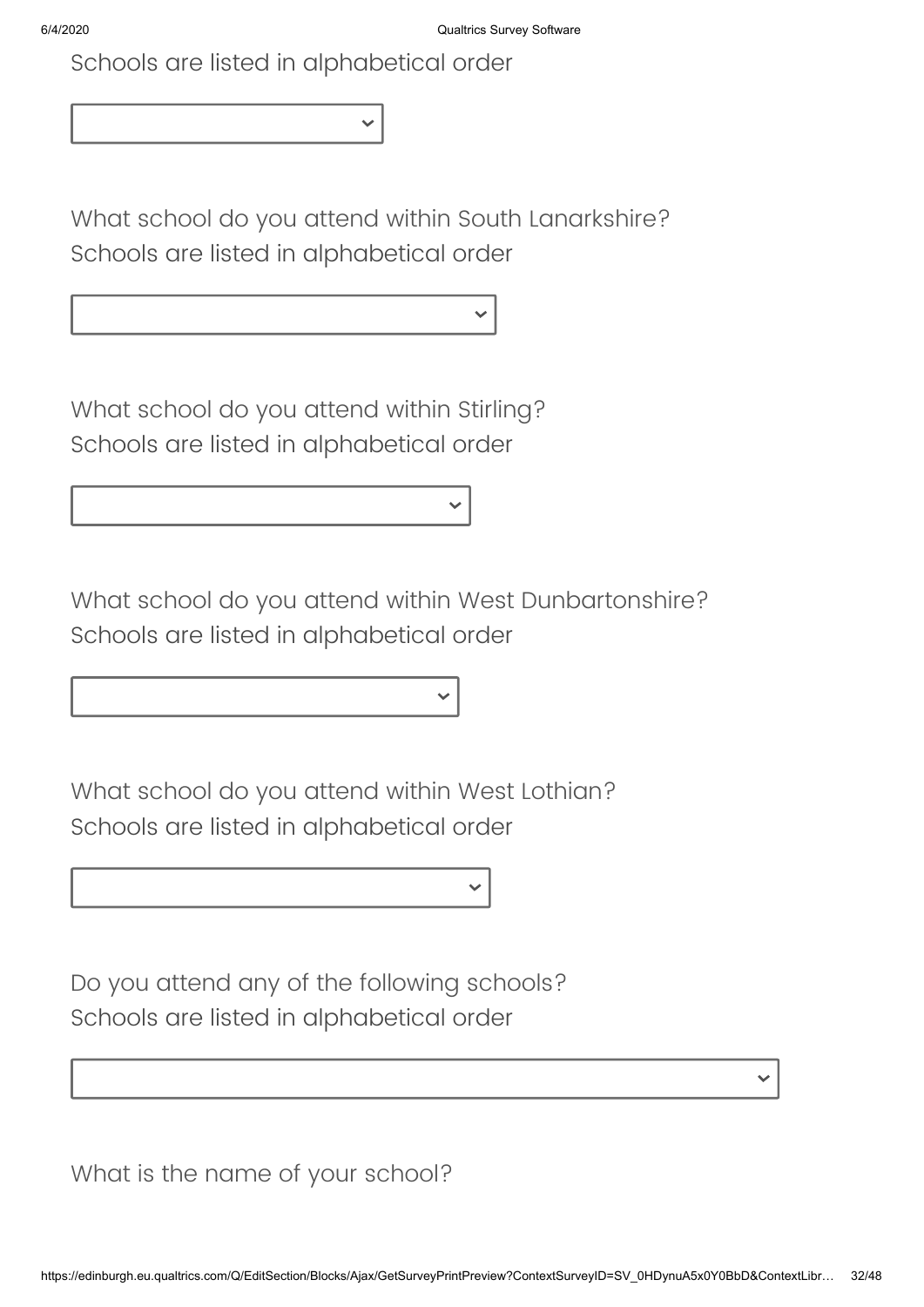Schools are listed in alphabetical order

What school do you attend within South Lanarkshire?
Schools are listed in alphabetical order

What school do you attend within Stirling?
Schools are listed in alphabetical order

What school do you attend within West Dunbartonshire?
Schools are listed in alphabetical order

What school do you attend within West Lothian?
Schools are listed in alphabetical order

Do you attend any of the following schools?
Schools are listed in alphabetical order

What is the name of your school?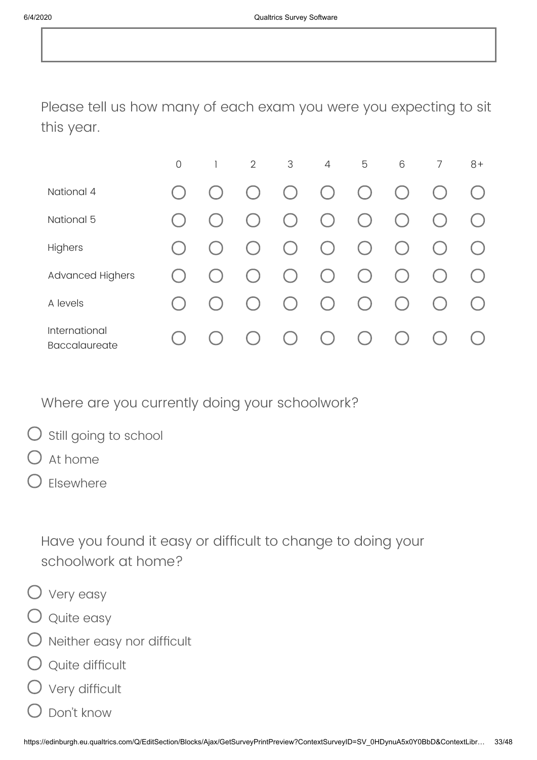Please tell us how many of each exam you were you expecting to sit this year.

| | 0 | 1 | 2 | 3 | 4 | 5 | 6 | 7 | 8+ |
|---|---|---|---|---|---|---|---|---|---|
| National 4 | ○ | ○ | ○ | ○ | ○ | ○ | ○ | ○ | ○ |
| National 5 | ○ | ○ | ○ | ○ | ○ | ○ | ○ | ○ | ○ |
| Highers | ○ | ○ | ○ | ○ | ○ | ○ | ○ | ○ | ○ |
| Advanced Highers | ○ | ○ | ○ | ○ | ○ | ○ | ○ | ○ | ○ |
| A levels | ○ | ○ | ○ | ○ | ○ | ○ | ○ | ○ | ○ |
| International Baccalaureate | ○ | ○ | ○ | ○ | ○ | ○ | ○ | ○ | ○ |

Where are you currently doing your schoolwork?

- ○ Still going to school
- ○ At home
- ○ Elsewhere

Have you found it easy or difficult to change to doing your schoolwork at home?

- ○ Very easy
- ○ Quite easy
- ○ Neither easy nor difficult
- ○ Quite difficult
- ○ Very difficult
- ○ Don't know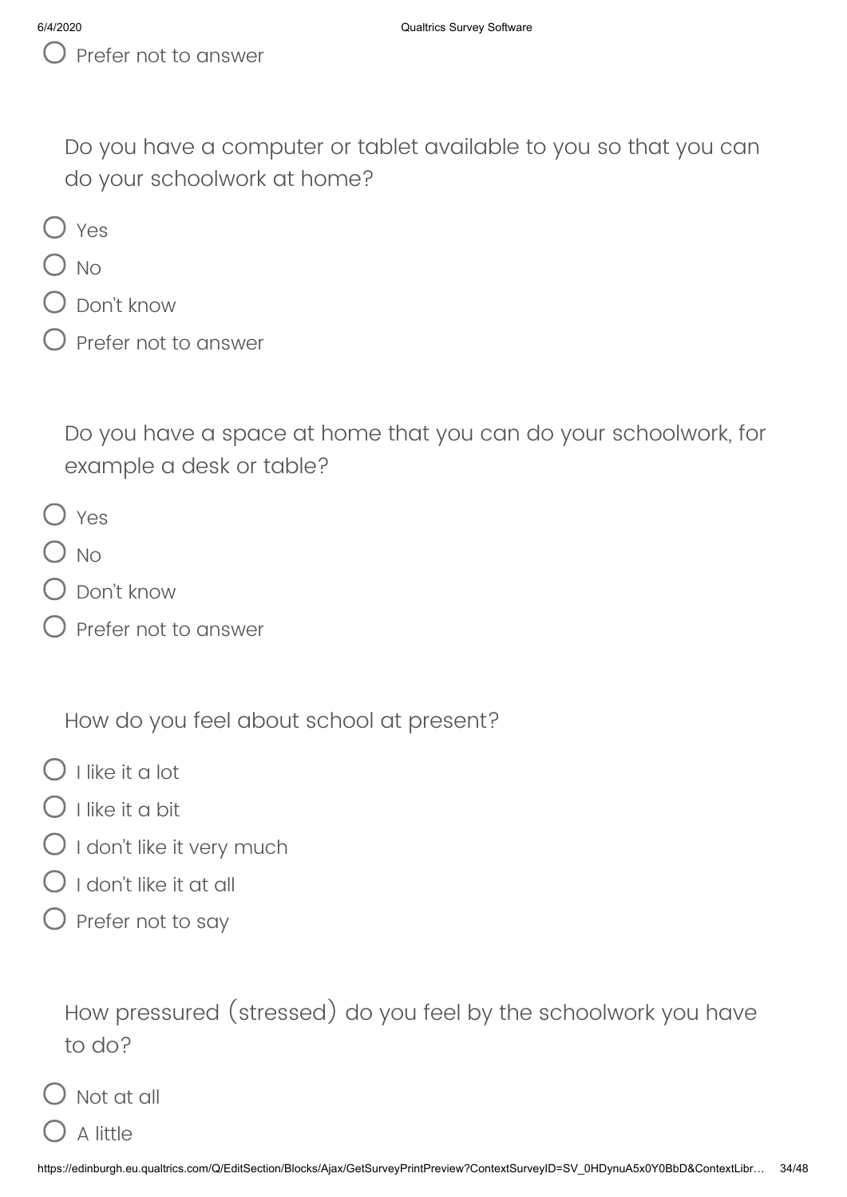- Prefer not to answer

Do you have a computer or tablet available to you so that you can do your schoolwork at home?

- Yes
- No
- Don't know
- Prefer not to answer

Do you have a space at home that you can do your schoolwork, for example a desk or table?

- Yes
- No
- Don't know
- Prefer not to answer

How do you feel about school at present?

- I like it a lot
- I like it a bit
- I don't like it very much
- I don't like it at all
- Prefer not to say

How pressured (stressed) do you feel by the schoolwork you have to do?

- Not at all
- A little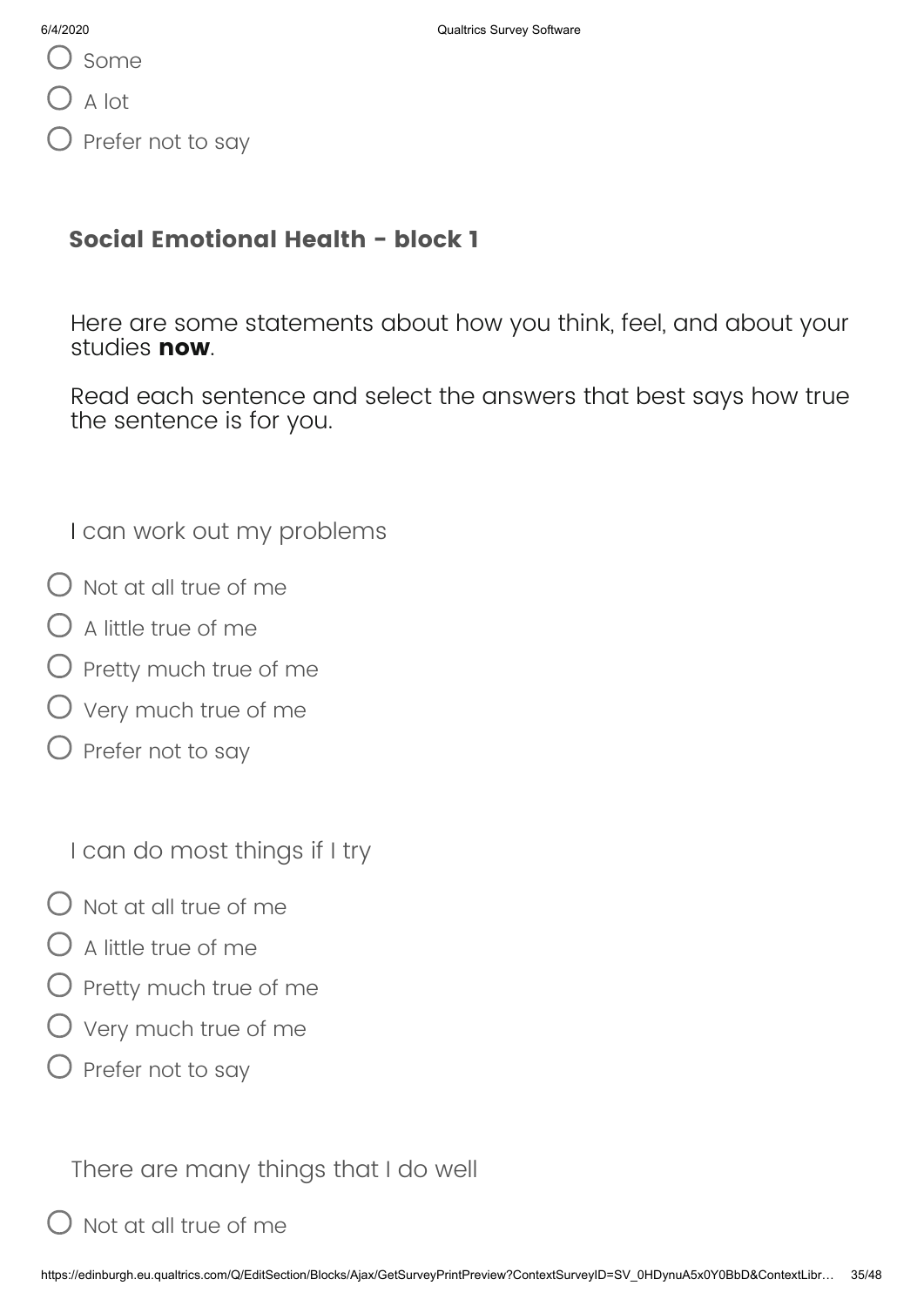- Some
- A lot
- Prefer not to say

## Social Emotional Health - block 1

Here are some statements about how you think, feel, and about your studies **now**.

Read each sentence and select the answers that best says how true the sentence is for you.

I can work out my problems

- Not at all true of me
- A little true of me
- Pretty much true of me
- Very much true of me
- Prefer not to say

I can do most things if I try

- Not at all true of me
- A little true of me
- Pretty much true of me
- Very much true of me
- Prefer not to say

There are many things that I do well

- Not at all true of me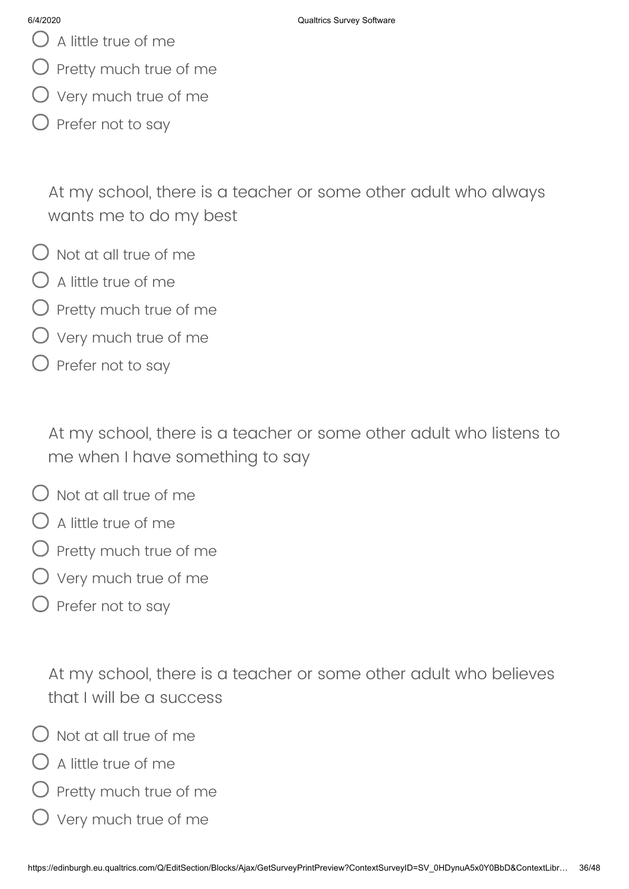- A little true of me
- Pretty much true of me
- Very much true of me
- Prefer not to say

At my school, there is a teacher or some other adult who always wants me to do my best

- Not at all true of me
- A little true of me
- Pretty much true of me
- Very much true of me
- Prefer not to say

At my school, there is a teacher or some other adult who listens to me when I have something to say

- Not at all true of me
- A little true of me
- Pretty much true of me
- Very much true of me
- Prefer not to say

At my school, there is a teacher or some other adult who believes that I will be a success

- Not at all true of me
- A little true of me
- Pretty much true of me
- Very much true of me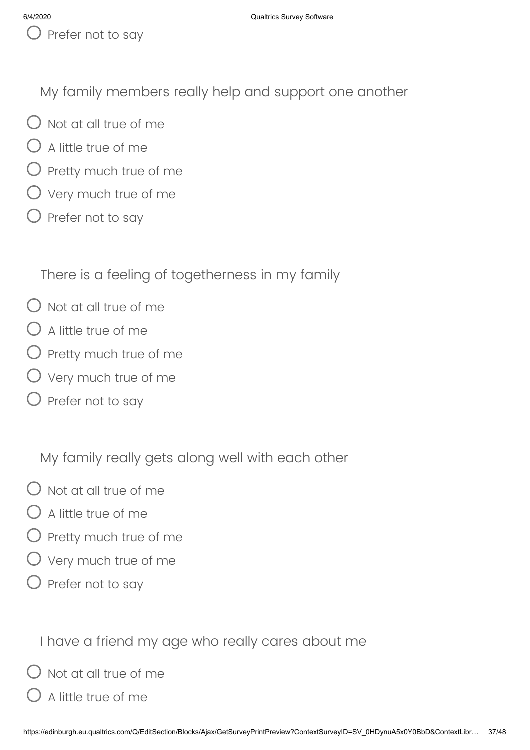- Prefer not to say

My family members really help and support one another

- Not at all true of me
- A little true of me
- Pretty much true of me
- Very much true of me
- Prefer not to say

There is a feeling of togetherness in my family

- Not at all true of me
- A little true of me
- Pretty much true of me
- Very much true of me
- Prefer not to say

My family really gets along well with each other

- Not at all true of me
- A little true of me
- Pretty much true of me
- Very much true of me
- Prefer not to say

I have a friend my age who really cares about me

- Not at all true of me
- A little true of me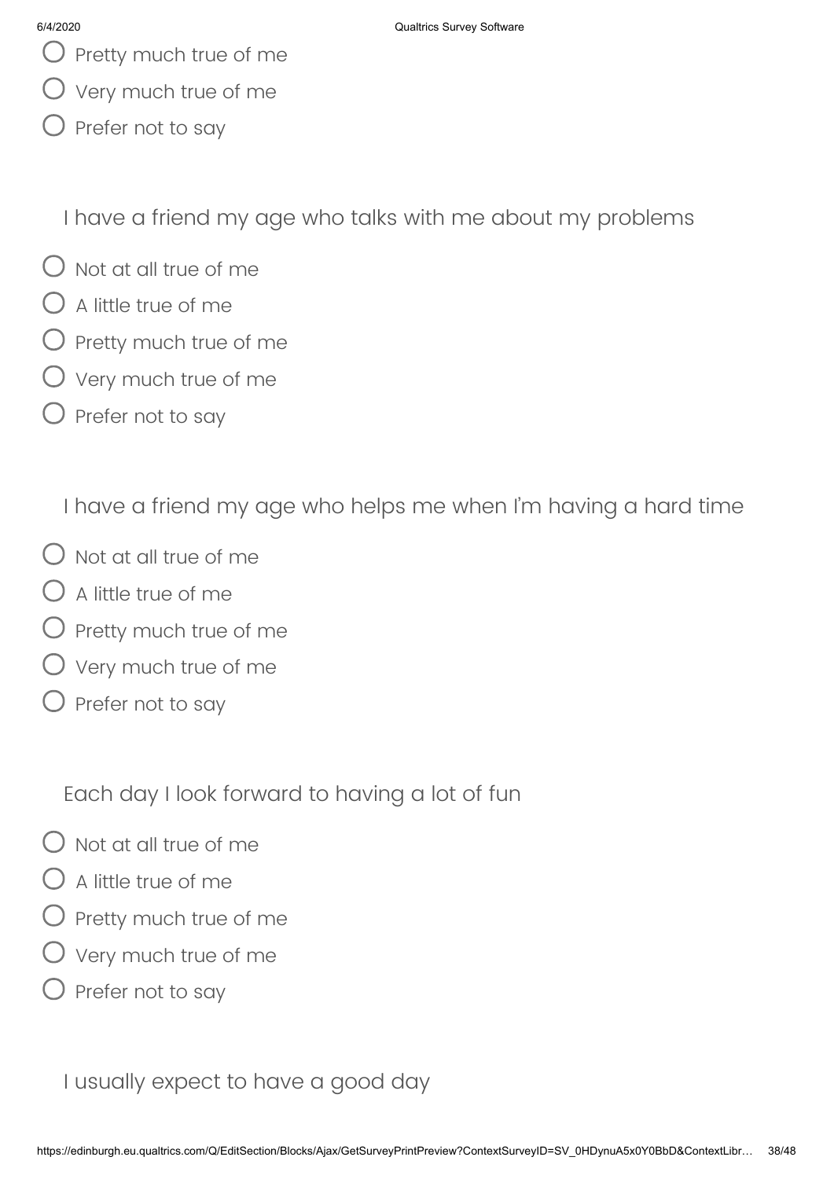- Pretty much true of me
- Very much true of me
- Prefer not to say

I have a friend my age who talks with me about my problems

- Not at all true of me
- A little true of me
- Pretty much true of me
- Very much true of me
- Prefer not to say

I have a friend my age who helps me when I'm having a hard time

- Not at all true of me
- A little true of me
- Pretty much true of me
- Very much true of me
- Prefer not to say

Each day I look forward to having a lot of fun

- Not at all true of me
- A little true of me
- Pretty much true of me
- Very much true of me
- Prefer not to say

I usually expect to have a good day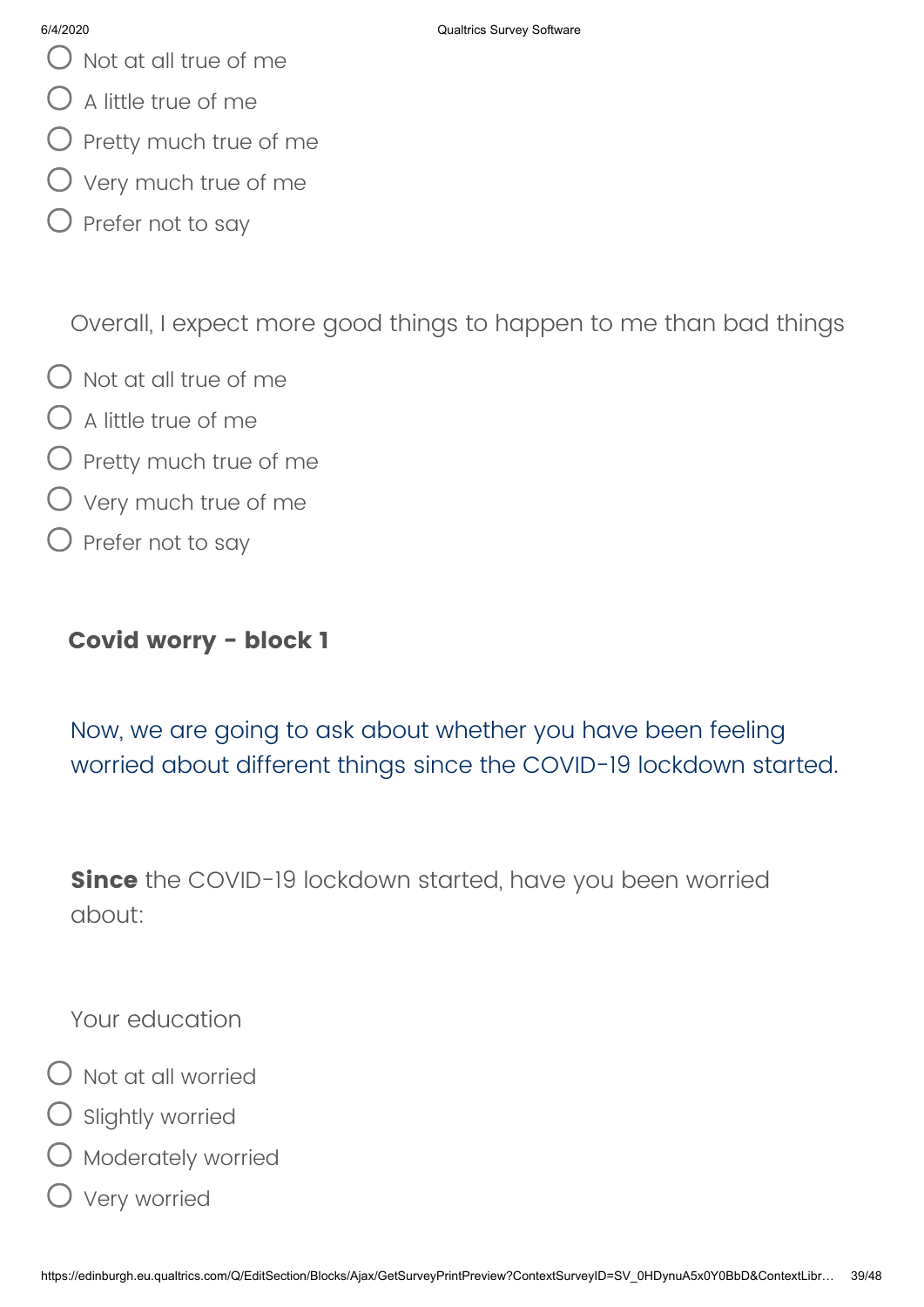- Not at all true of me
- A little true of me
- Pretty much true of me
- Very much true of me
- Prefer not to say

Overall, I expect more good things to happen to me than bad things

- Not at all true of me
- A little true of me
- Pretty much true of me
- Very much true of me
- Prefer not to say

## Covid worry - block 1

Now, we are going to ask about whether you have been feeling worried about different things since the COVID-19 lockdown started.

**Since** the COVID-19 lockdown started, have you been worried about:

Your education

- Not at all worried
- Slightly worried
- Moderately worried
- Very worried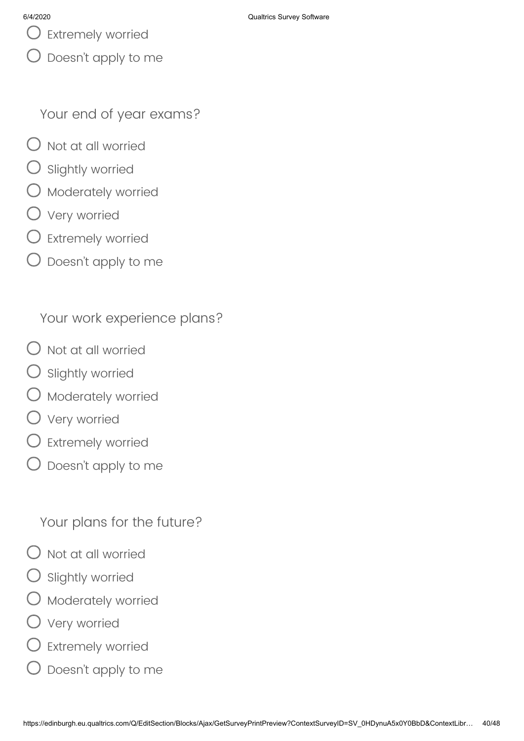- Extremely worried
- Doesn't apply to me

Your end of year exams?

- Not at all worried
- Slightly worried
- Moderately worried
- Very worried
- Extremely worried
- Doesn't apply to me

Your work experience plans?

- Not at all worried
- Slightly worried
- Moderately worried
- Very worried
- Extremely worried
- Doesn't apply to me

Your plans for the future?

- Not at all worried
- Slightly worried
- Moderately worried
- Very worried
- Extremely worried
- Doesn't apply to me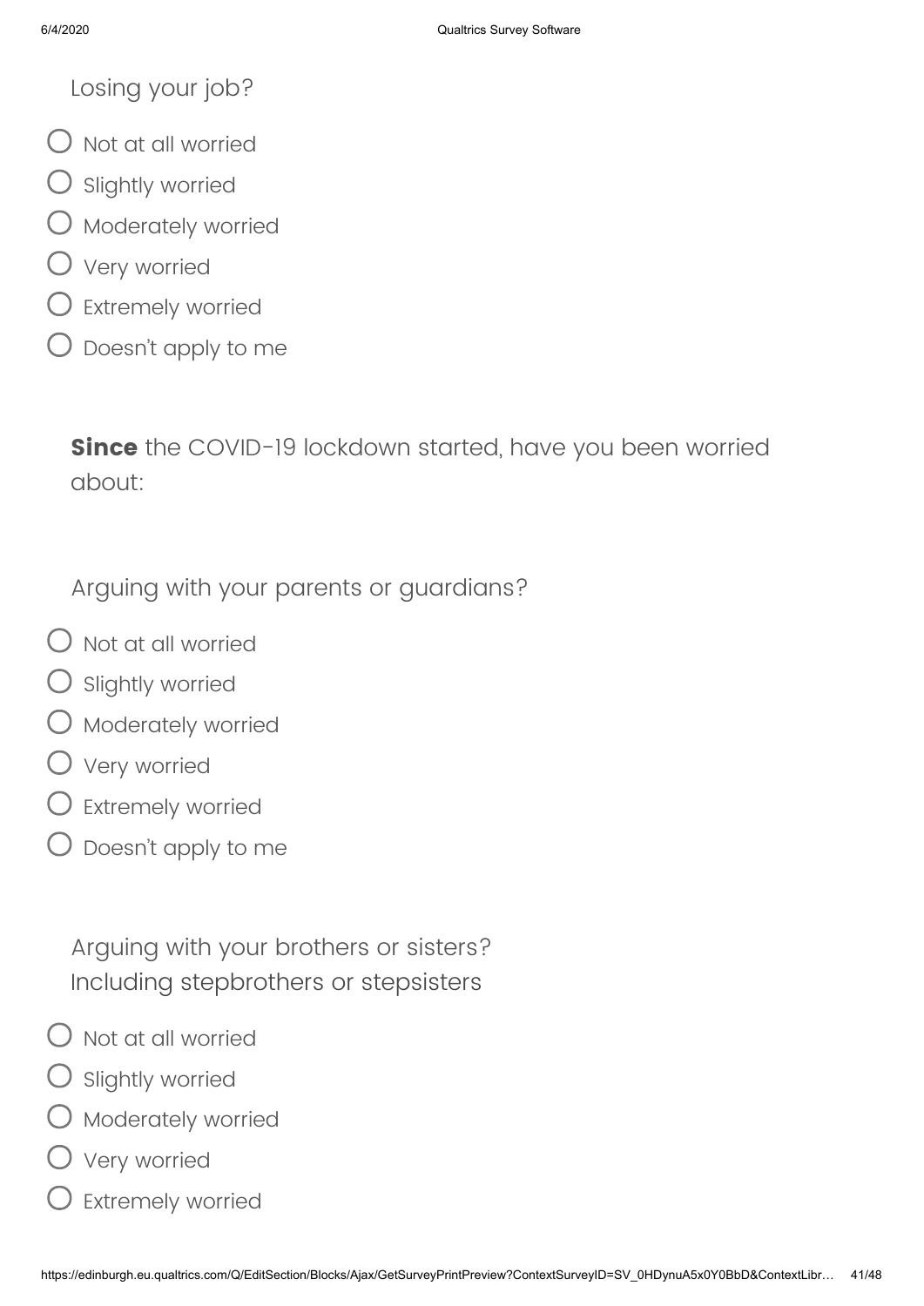Losing your job?

- Not at all worried
- Slightly worried
- Moderately worried
- Very worried
- Extremely worried
- Doesn't apply to me

**Since** the COVID-19 lockdown started, have you been worried about:

Arguing with your parents or guardians?

- Not at all worried
- Slightly worried
- Moderately worried
- Very worried
- Extremely worried
- Doesn't apply to me

Arguing with your brothers or sisters?
Including stepbrothers or stepsisters

- Not at all worried
- Slightly worried
- Moderately worried
- Very worried
- Extremely worried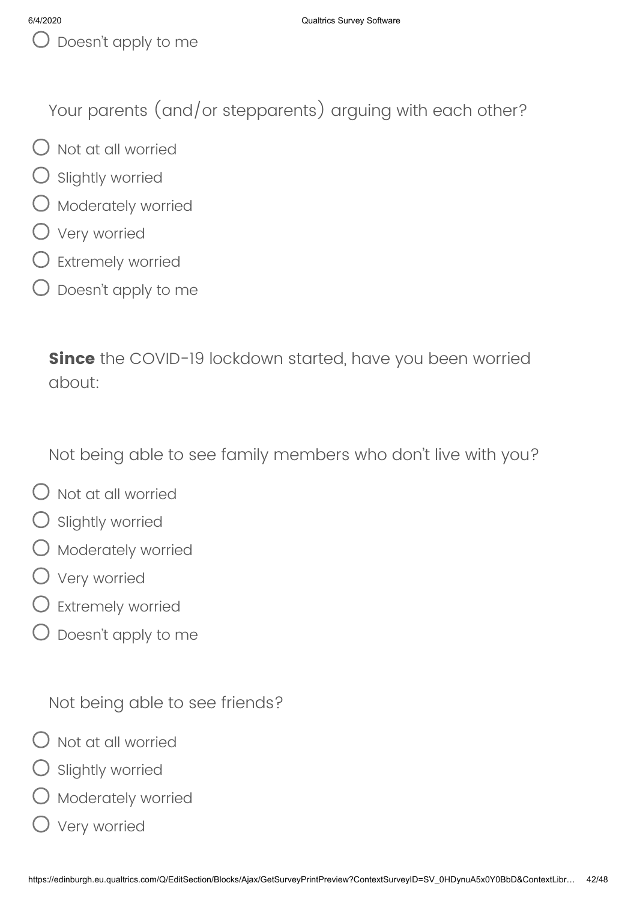- Doesn't apply to me

Your parents (and/or stepparents) arguing with each other?

- Not at all worried
- Slightly worried
- Moderately worried
- Very worried
- Extremely worried
- Doesn't apply to me

**Since** the COVID-19 lockdown started, have you been worried about:

Not being able to see family members who don't live with you?

- Not at all worried
- Slightly worried
- Moderately worried
- Very worried
- Extremely worried
- Doesn't apply to me

Not being able to see friends?

- Not at all worried
- Slightly worried
- Moderately worried
- Very worried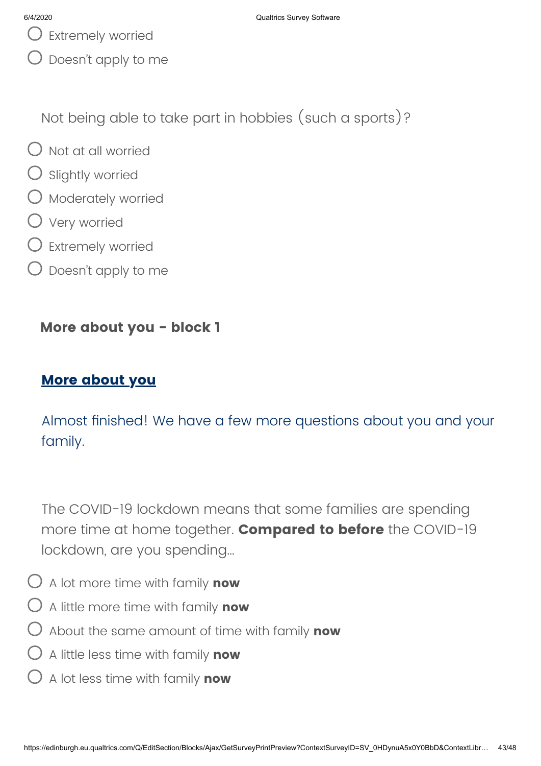- Extremely worried
- Doesn't apply to me

Not being able to take part in hobbies (such a sports)?

- Not at all worried
- Slightly worried
- Moderately worried
- Very worried
- Extremely worried
- Doesn't apply to me

**More about you - block 1**

## **More about you**

Almost finished! We have a few more questions about you and your family.

The COVID-19 lockdown means that some families are spending more time at home together. **Compared to before** the COVID-19 lockdown, are you spending...

- A lot more time with family **now**
- A little more time with family **now**
- About the same amount of time with family **now**
- A little less time with family **now**
- A lot less time with family **now**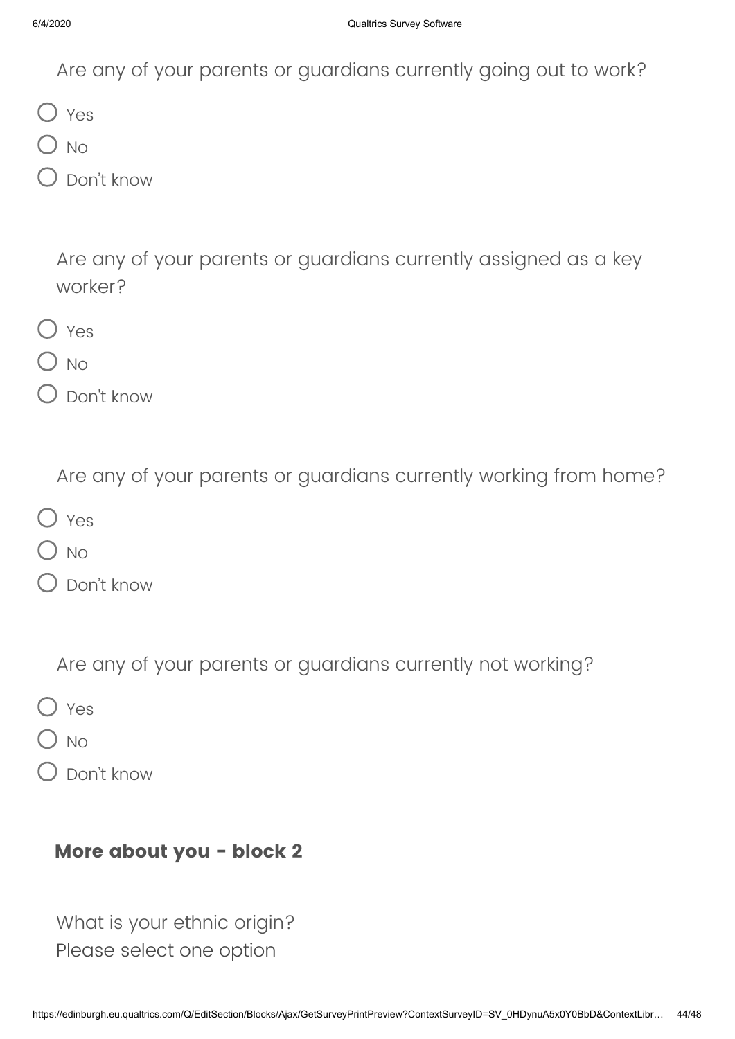Are any of your parents or guardians currently going out to work?

- Yes
- No
- Don't know

Are any of your parents or guardians currently assigned as a key worker?

- Yes
- No
- Don't know

Are any of your parents or guardians currently working from home?

- Yes
- No
- Don't know

Are any of your parents or guardians currently not working?

- Yes
- No
- Don't know

## More about you - block 2

What is your ethnic origin?
Please select one option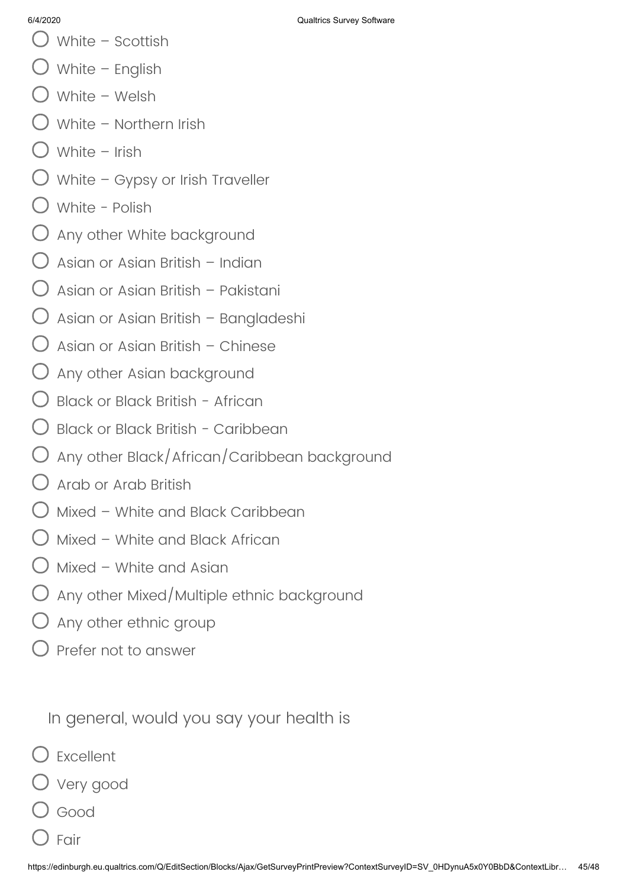- White – Scottish
- White – English
- White – Welsh
- White – Northern Irish
- White – Irish
- White – Gypsy or Irish Traveller
- White - Polish
- Any other White background
- Asian or Asian British – Indian
- Asian or Asian British – Pakistani
- Asian or Asian British – Bangladeshi
- Asian or Asian British – Chinese
- Any other Asian background
- Black or Black British - African
- Black or Black British - Caribbean
- Any other Black/African/Caribbean background
- Arab or Arab British
- Mixed – White and Black Caribbean
- Mixed – White and Black African
- Mixed – White and Asian
- Any other Mixed/Multiple ethnic background
- Any other ethnic group
- Prefer not to answer

In general, would you say your health is

- Excellent
- Very good
- Good
- Fair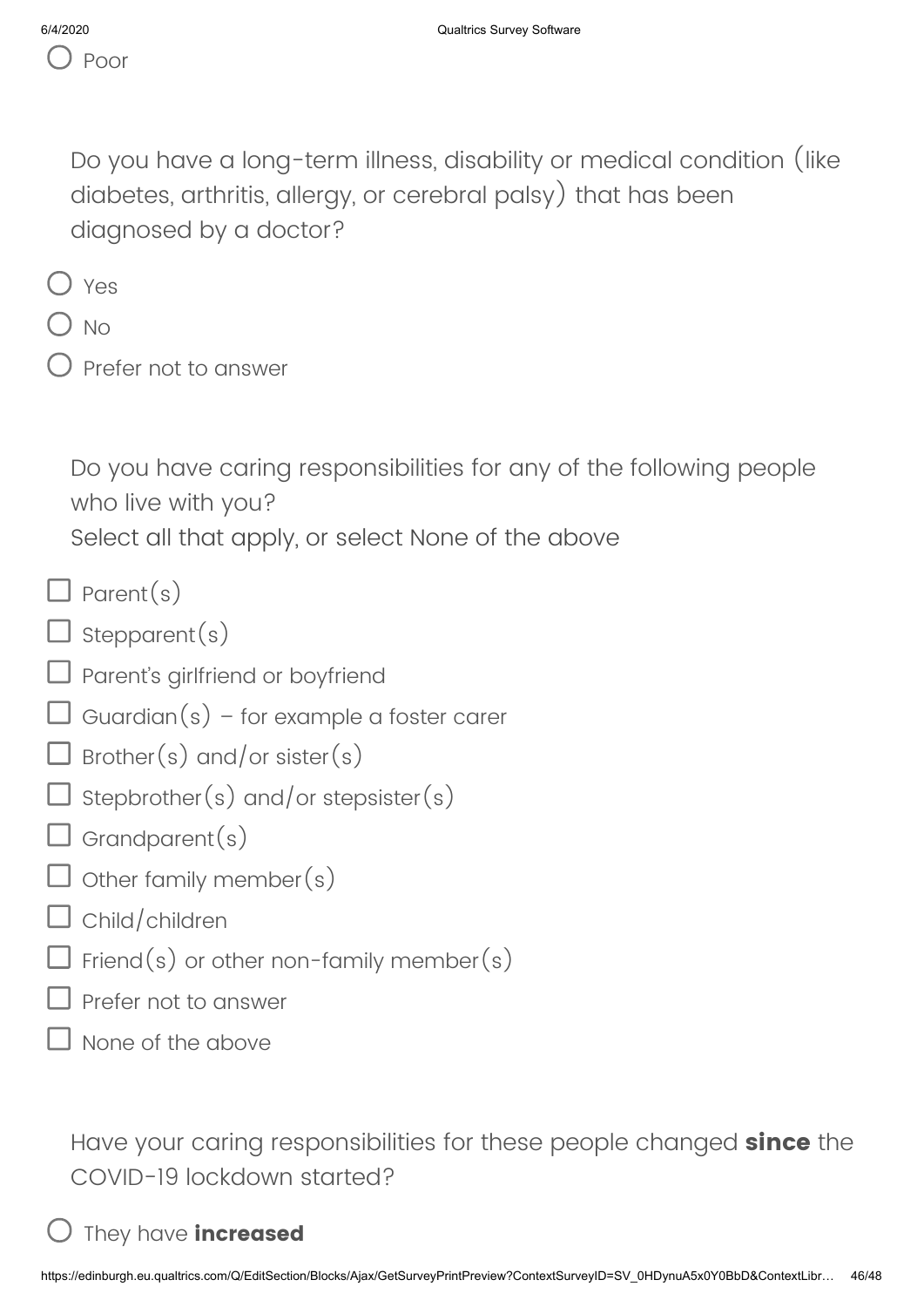○ Poor

Do you have a long-term illness, disability or medical condition (like diabetes, arthritis, allergy, or cerebral palsy) that has been diagnosed by a doctor?

○ Yes

○ No

○ Prefer not to answer

Do you have caring responsibilities for any of the following people who live with you?
Select all that apply, or select None of the above

☐ Parent(s)

☐ Stepparent(s)

☐ Parent's girlfriend or boyfriend

☐ Guardian(s) – for example a foster carer

☐ Brother(s) and/or sister(s)

☐ Stepbrother(s) and/or stepsister(s)

☐ Grandparent(s)

☐ Other family member(s)

☐ Child/children

☐ Friend(s) or other non-family member(s)

☐ Prefer not to answer

☐ None of the above

Have your caring responsibilities for these people changed **since** the COVID-19 lockdown started?

○ They have **increased**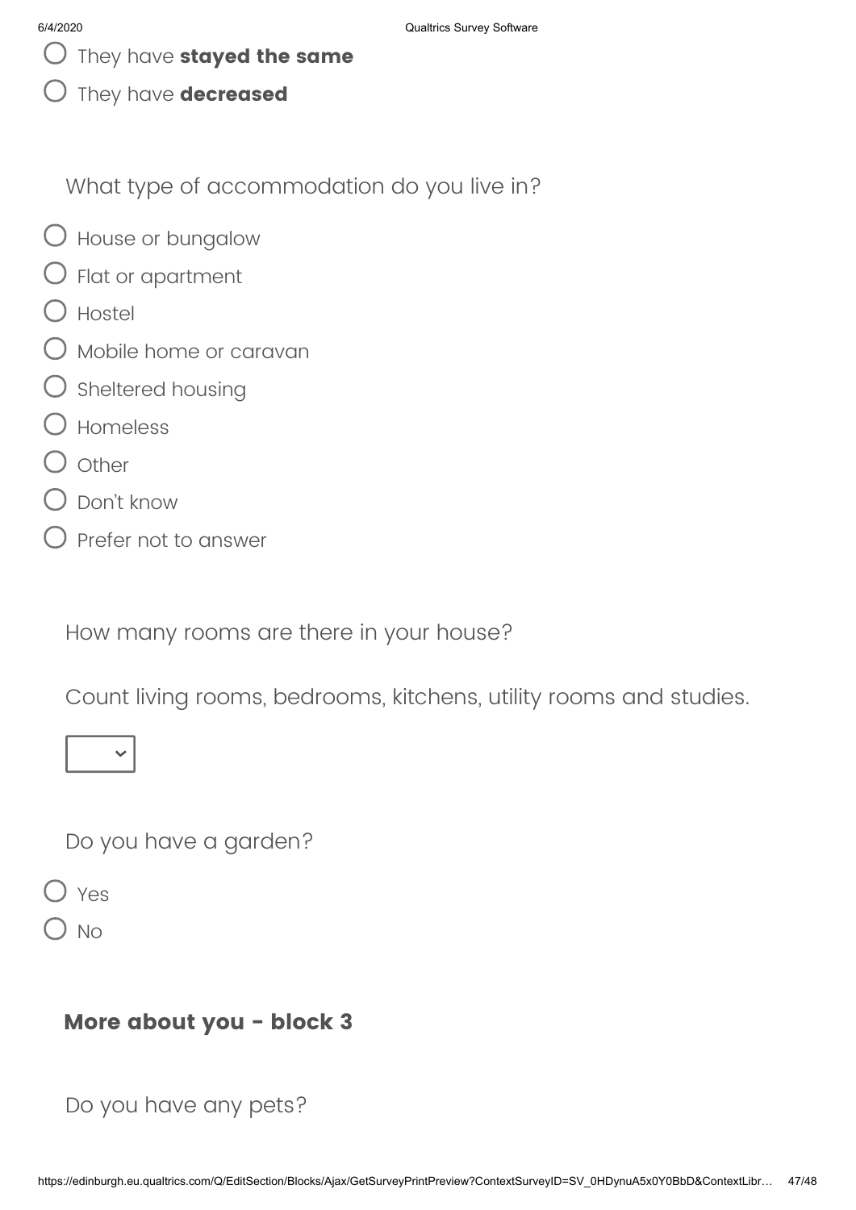- They have **stayed the same**
- They have **decreased**

What type of accommodation do you live in?

- House or bungalow
- Flat or apartment
- Hostel
- Mobile home or caravan
- Sheltered housing
- Homeless
- Other
- Don't know
- Prefer not to answer

How many rooms are there in your house?

Count living rooms, bedrooms, kitchens, utility rooms and studies.

Do you have a garden?

- Yes
- No

## More about you - block 3

Do you have any pets?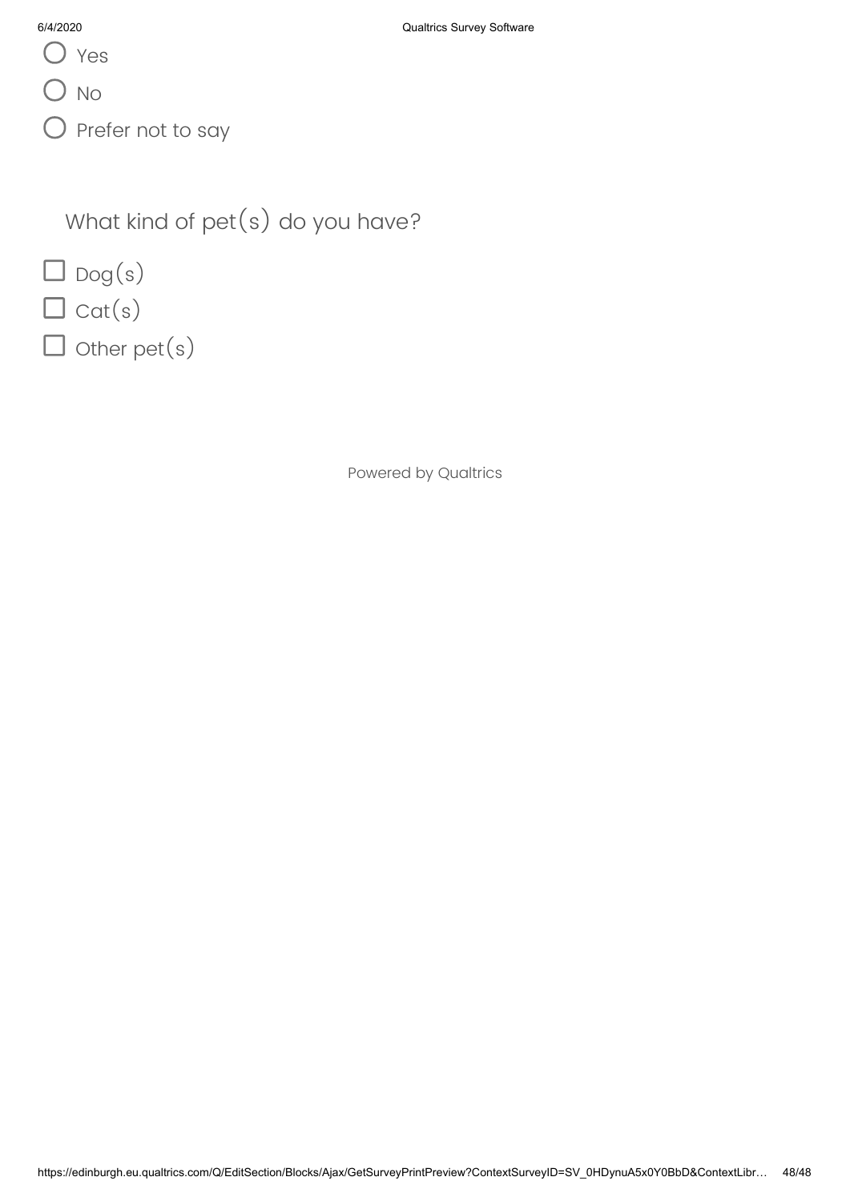- ○ Yes
- ○ No
- ○ Prefer not to say

What kind of pet(s) do you have?

- ☐ Dog(s)
- ☐ Cat(s)
- ☐ Other pet(s)

Powered by Qualtrics